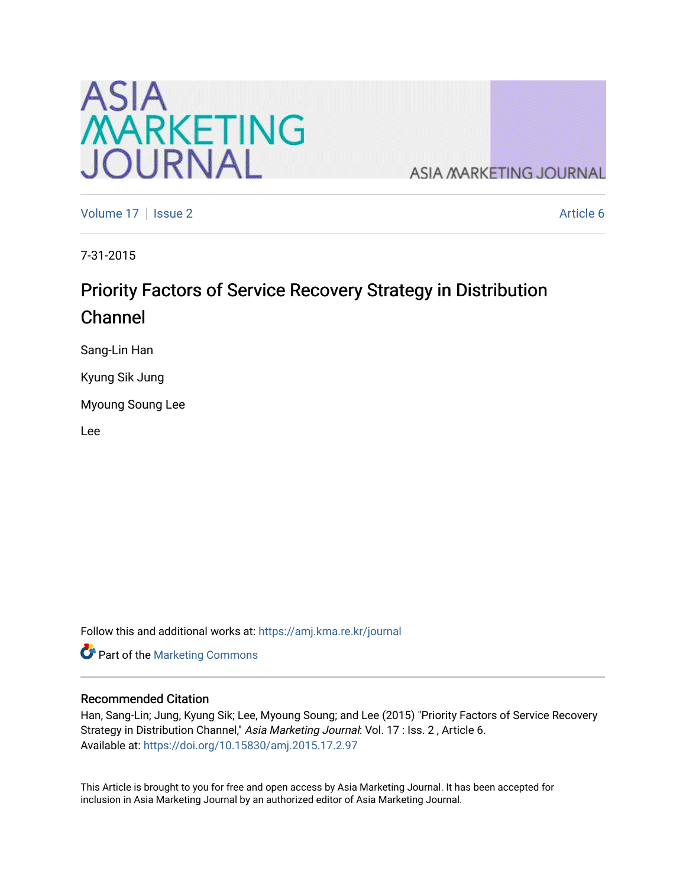Volume 17 | Issue 2 | Article 6

7-31-2015

# Priority Factors of Service Recovery Strategy in Distribution Channel

Sang-Lin Han

Kyung Sik Jung

Myoung Soung Lee

Lee

Follow this and additional works at: https://amj.kma.re.kr/journal

Part of the Marketing Commons

## Recommended Citation

Han, Sang-Lin; Jung, Kyung Sik; Lee, Myoung Soung; and Lee (2015) "Priority Factors of Service Recovery Strategy in Distribution Channel," *Asia Marketing Journal*: Vol. 17 : Iss. 2 , Article 6.
Available at: https://doi.org/10.15830/amj.2015.17.2.97

This Article is brought to you for free and open access by Asia Marketing Journal. It has been accepted for inclusion in Asia Marketing Journal by an authorized editor of Asia Marketing Journal.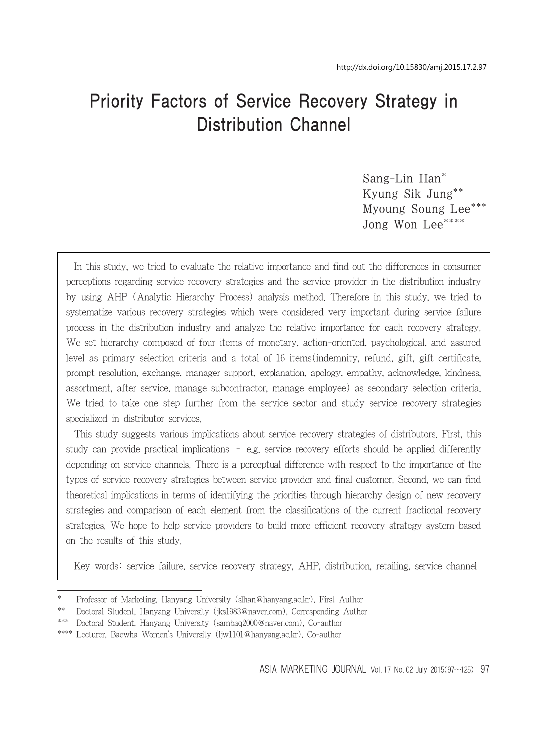http://dx.doi.org/10.15830/amj.2015.17.2.97

# Priority Factors of Service Recovery Strategy in Distribution Channel

Sang-Lin Han*
Kyung Sik Jung**
Myoung Soung Lee***
Jong Won Lee****

In this study, we tried to evaluate the relative importance and find out the differences in consumer perceptions regarding service recovery strategies and the service provider in the distribution industry by using AHP (Analytic Hierarchy Process) analysis method. Therefore in this study, we tried to systematize various recovery strategies which were considered very important during service failure process in the distribution industry and analyze the relative importance for each recovery strategy. We set hierarchy composed of four items of monetary, action-oriented, psychological, and assured level as primary selection criteria and a total of 16 items(indemnity, refund, gift, gift certificate, prompt resolution, exchange, manager support, explanation, apology, empathy, acknowledge, kindness, assortment, after service, manage subcontractor, manage employee) as secondary selection criteria. We tried to take one step further from the service sector and study service recovery strategies specialized in distributor services.

This study suggests various implications about service recovery strategies of distributors. First, this study can provide practical implications – e.g. service recovery efforts should be applied differently depending on service channels. There is a perceptual difference with respect to the importance of the types of service recovery strategies between service provider and final customer. Second, we can find theoretical implications in terms of identifying the priorities through hierarchy design of new recovery strategies and comparison of each element from the classifications of the current fractional recovery strategies. We hope to help service providers to build more efficient recovery strategy system based on the results of this study.

Key words: service failure, service recovery strategy, AHP, distribution, retailing, service channel

---

\* Professor of Marketing, Hanyang University (slhan@hanyang.ac.kr), First Author

\*\* Doctoral Student, Hanyang University (jks1983@naver.com), Corresponding Author

\*\*\* Doctoral Student, Hanyang University (sambaq2000@naver.com), Co-author

\*\*\*\* Lecturer, Baewha Women's University (ljw1101@hanyang.ac.kr), Co-author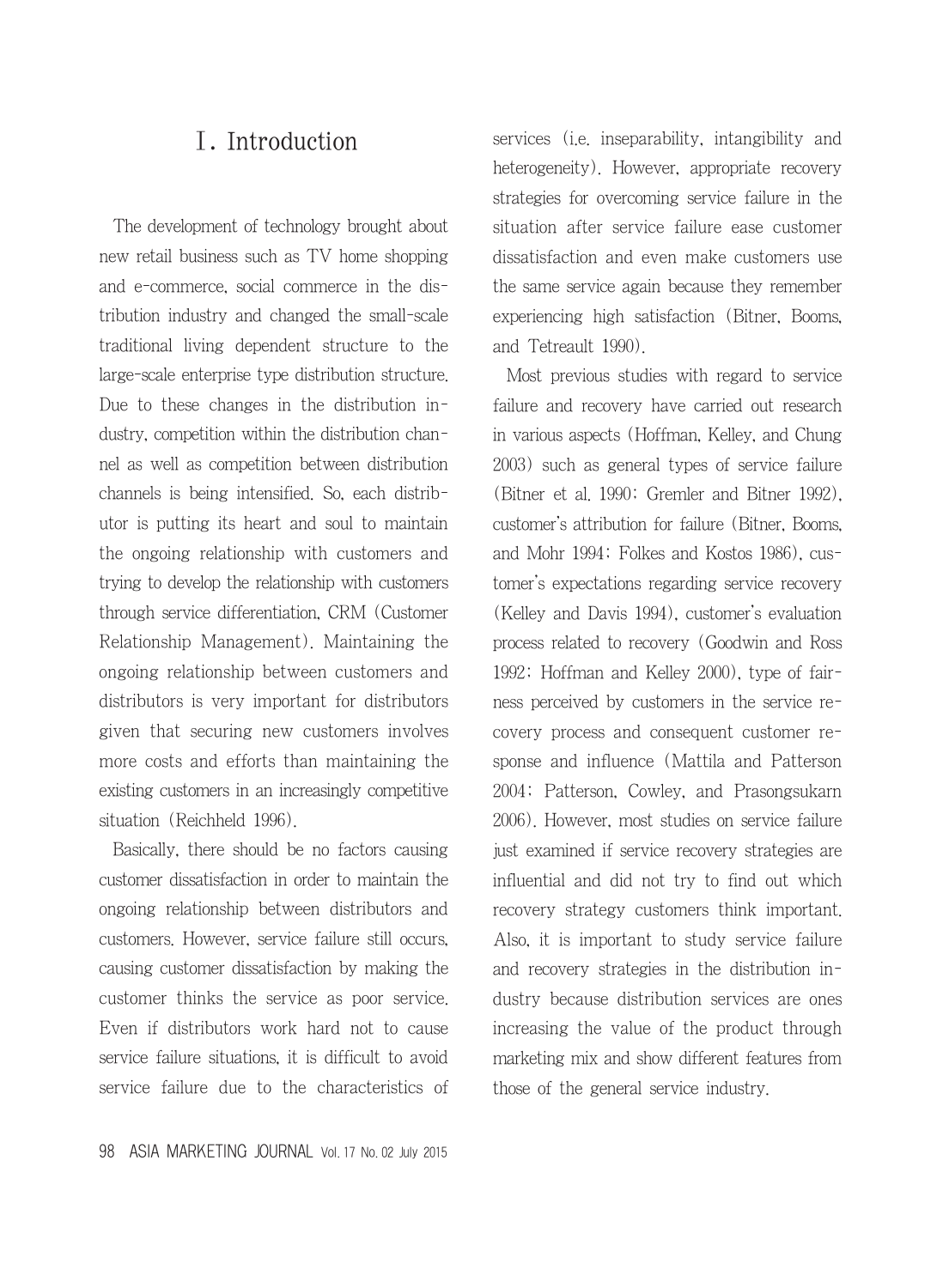# Ⅰ. Introduction

The development of technology brought about new retail business such as TV home shopping and e-commerce, social commerce in the distribution industry and changed the small-scale traditional living dependent structure to the large-scale enterprise type distribution structure. Due to these changes in the distribution industry, competition within the distribution channel as well as competition between distribution channels is being intensified. So, each distributor is putting its heart and soul to maintain the ongoing relationship with customers and trying to develop the relationship with customers through service differentiation, CRM (Customer Relationship Management). Maintaining the ongoing relationship between customers and distributors is very important for distributors given that securing new customers involves more costs and efforts than maintaining the existing customers in an increasingly competitive situation (Reichheld 1996).

Basically, there should be no factors causing customer dissatisfaction in order to maintain the ongoing relationship between distributors and customers. However, service failure still occurs, causing customer dissatisfaction by making the customer thinks the service as poor service. Even if distributors work hard not to cause service failure situations, it is difficult to avoid service failure due to the characteristics of services (i.e. inseparability, intangibility and heterogeneity). However, appropriate recovery strategies for overcoming service failure in the situation after service failure ease customer dissatisfaction and even make customers use the same service again because they remember experiencing high satisfaction (Bitner, Booms, and Tetreault 1990).

Most previous studies with regard to service failure and recovery have carried out research in various aspects (Hoffman, Kelley, and Chung 2003) such as general types of service failure (Bitner et al. 1990; Gremler and Bitner 1992), customer's attribution for failure (Bitner, Booms, and Mohr 1994; Folkes and Kostos 1986), customer's expectations regarding service recovery (Kelley and Davis 1994), customer's evaluation process related to recovery (Goodwin and Ross 1992; Hoffman and Kelley 2000), type of fairness perceived by customers in the service recovery process and consequent customer response and influence (Mattila and Patterson 2004; Patterson, Cowley, and Prasongsukarn 2006). However, most studies on service failure just examined if service recovery strategies are influential and did not try to find out which recovery strategy customers think important. Also, it is important to study service failure and recovery strategies in the distribution industry because distribution services are ones increasing the value of the product through marketing mix and show different features from those of the general service industry.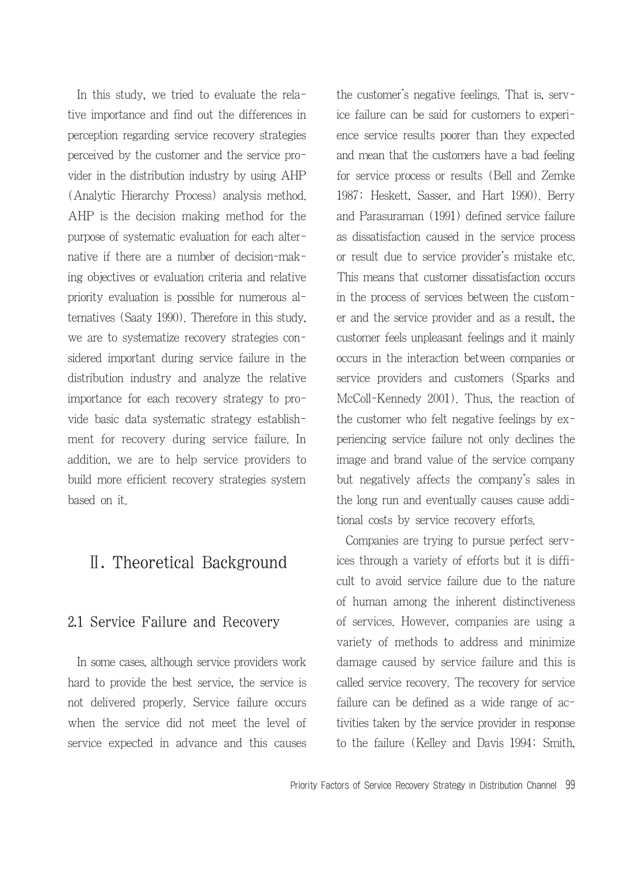In this study, we tried to evaluate the relative importance and find out the differences in perception regarding service recovery strategies perceived by the customer and the service provider in the distribution industry by using AHP (Analytic Hierarchy Process) analysis method. AHP is the decision making method for the purpose of systematic evaluation for each alternative if there are a number of decision-making objectives or evaluation criteria and relative priority evaluation is possible for numerous alternatives (Saaty 1990). Therefore in this study, we are to systematize recovery strategies considered important during service failure in the distribution industry and analyze the relative importance for each recovery strategy to provide basic data systematic strategy establishment for recovery during service failure. In addition, we are to help service providers to build more efficient recovery strategies system based on it.

# Ⅱ. Theoretical Background

## 2.1 Service Failure and Recovery

In some cases, although service providers work hard to provide the best service, the service is not delivered properly. Service failure occurs when the service did not meet the level of service expected in advance and this causes the customer's negative feelings. That is, service failure can be said for customers to experience service results poorer than they expected and mean that the customers have a bad feeling for service process or results (Bell and Zemke 1987; Heskett, Sasser, and Hart 1990). Berry and Parasuraman (1991) defined service failure as dissatisfaction caused in the service process or result due to service provider's mistake etc. This means that customer dissatisfaction occurs in the process of services between the customer and the service provider and as a result, the customer feels unpleasant feelings and it mainly occurs in the interaction between companies or service providers and customers (Sparks and McColl-Kennedy 2001). Thus, the reaction of the customer who felt negative feelings by experiencing service failure not only declines the image and brand value of the service company but negatively affects the company's sales in the long run and eventually causes cause additional costs by service recovery efforts.

Companies are trying to pursue perfect services through a variety of efforts but it is difficult to avoid service failure due to the nature of human among the inherent distinctiveness of services. However, companies are using a variety of methods to address and minimize damage caused by service failure and this is called service recovery. The recovery for service failure can be defined as a wide range of activities taken by the service provider in response to the failure (Kelley and Davis 1994; Smith,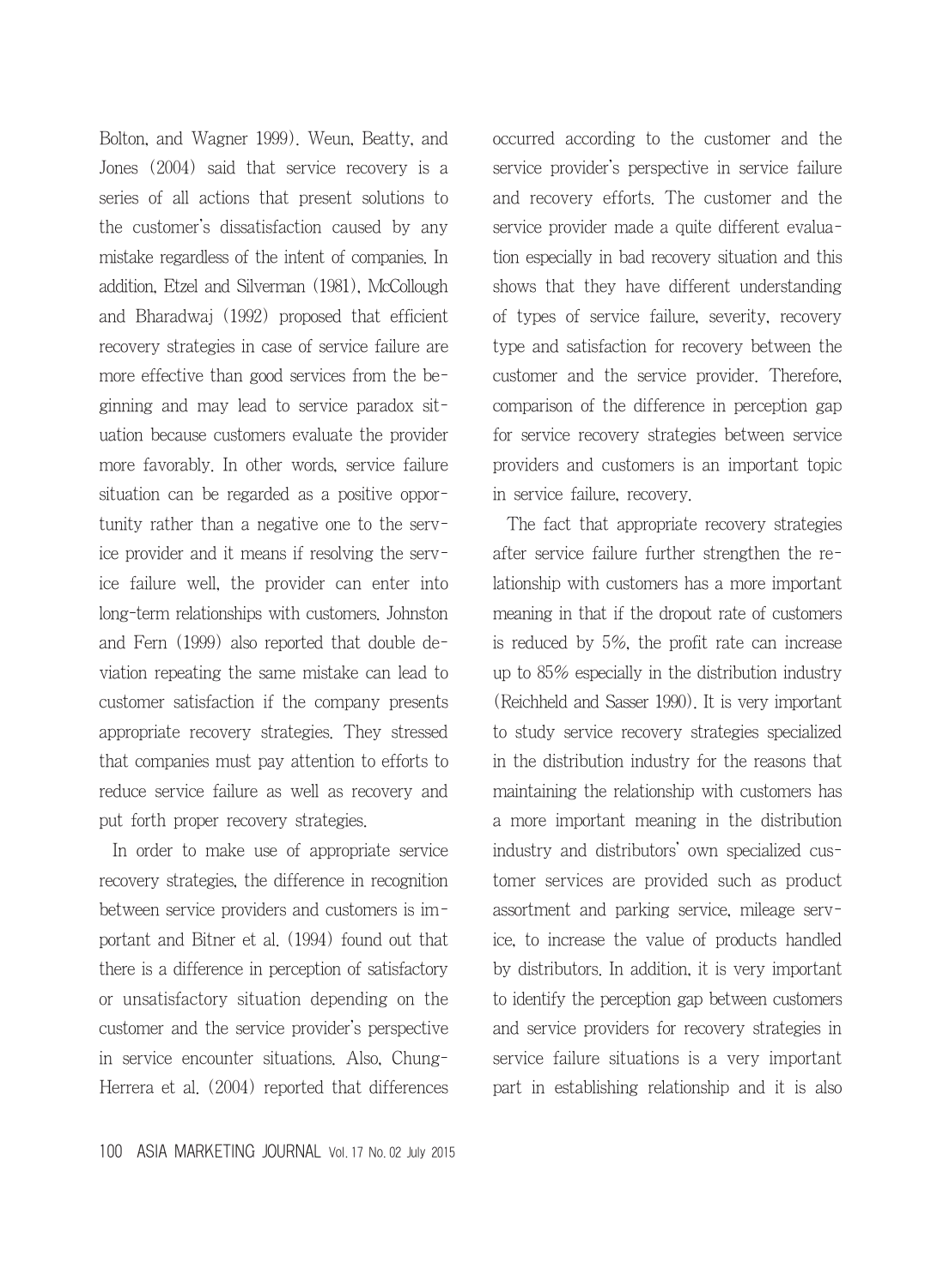Bolton, and Wagner 1999). Weun, Beatty, and Jones (2004) said that service recovery is a series of all actions that present solutions to the customer's dissatisfaction caused by any mistake regardless of the intent of companies. In addition, Etzel and Silverman (1981), McCollough and Bharadwaj (1992) proposed that efficient recovery strategies in case of service failure are more effective than good services from the beginning and may lead to service paradox situation because customers evaluate the provider more favorably. In other words, service failure situation can be regarded as a positive opportunity rather than a negative one to the service provider and it means if resolving the service failure well, the provider can enter into long-term relationships with customers. Johnston and Fern (1999) also reported that double deviation repeating the same mistake can lead to customer satisfaction if the company presents appropriate recovery strategies. They stressed that companies must pay attention to efforts to reduce service failure as well as recovery and put forth proper recovery strategies.

In order to make use of appropriate service recovery strategies, the difference in recognition between service providers and customers is important and Bitner et al. (1994) found out that there is a difference in perception of satisfactory or unsatisfactory situation depending on the customer and the service provider's perspective in service encounter situations. Also, Chung-Herrera et al. (2004) reported that differences occurred according to the customer and the service provider's perspective in service failure and recovery efforts. The customer and the service provider made a quite different evaluation especially in bad recovery situation and this shows that they have different understanding of types of service failure, severity, recovery type and satisfaction for recovery between the customer and the service provider. Therefore, comparison of the difference in perception gap for service recovery strategies between service providers and customers is an important topic in service failure, recovery.

The fact that appropriate recovery strategies after service failure further strengthen the relationship with customers has a more important meaning in that if the dropout rate of customers is reduced by 5%, the profit rate can increase up to 85% especially in the distribution industry (Reichheld and Sasser 1990). It is very important to study service recovery strategies specialized in the distribution industry for the reasons that maintaining the relationship with customers has a more important meaning in the distribution industry and distributors' own specialized customer services are provided such as product assortment and parking service, mileage service, to increase the value of products handled by distributors. In addition, it is very important to identify the perception gap between customers and service providers for recovery strategies in service failure situations is a very important part in establishing relationship and it is also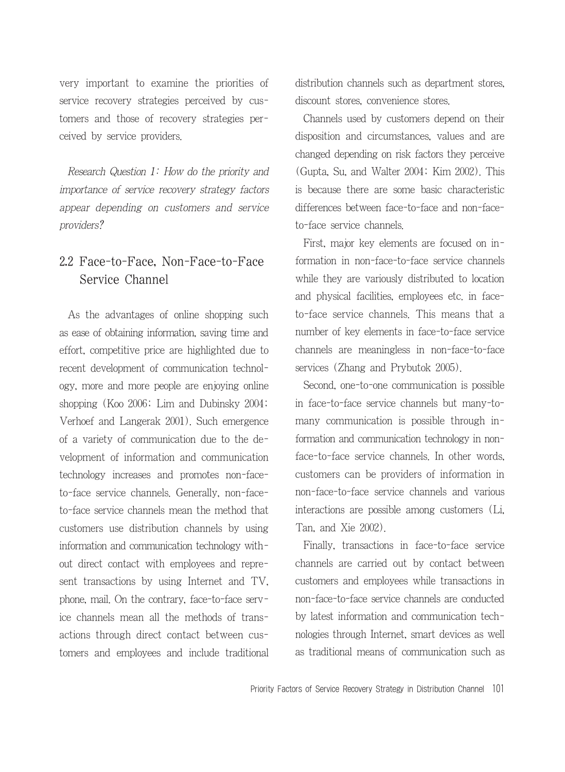very important to examine the priorities of service recovery strategies perceived by customers and those of recovery strategies perceived by service providers.

*Research Question 1: How do the priority and importance of service recovery strategy factors appear depending on customers and service providers?*

## 2.2 Face-to-Face, Non-Face-to-Face Service Channel

As the advantages of online shopping such as ease of obtaining information, saving time and effort, competitive price are highlighted due to recent development of communication technology, more and more people are enjoying online shopping (Koo 2006; Lim and Dubinsky 2004; Verhoef and Langerak 2001). Such emergence of a variety of communication due to the development of information and communication technology increases and promotes non-face-to-face service channels. Generally, non-face-to-face service channels mean the method that customers use distribution channels by using information and communication technology without direct contact with employees and represent transactions by using Internet and TV, phone, mail. On the contrary, face-to-face service channels mean all the methods of transactions through direct contact between customers and employees and include traditional distribution channels such as department stores, discount stores, convenience stores.

Channels used by customers depend on their disposition and circumstances, values and are changed depending on risk factors they perceive (Gupta, Su, and Walter 2004; Kim 2002). This is because there are some basic characteristic differences between face-to-face and non-face-to-face service channels.

First, major key elements are focused on information in non-face-to-face service channels while they are variously distributed to location and physical facilities, employees etc. in face-to-face service channels. This means that a number of key elements in face-to-face service channels are meaningless in non-face-to-face services (Zhang and Prybutok 2005).

Second, one-to-one communication is possible in face-to-face service channels but many-to-many communication is possible through information and communication technology in non-face-to-face service channels. In other words, customers can be providers of information in non-face-to-face service channels and various interactions are possible among customers (Li, Tan, and Xie 2002).

Finally, transactions in face-to-face service channels are carried out by contact between customers and employees while transactions in non-face-to-face service channels are conducted by latest information and communication technologies through Internet, smart devices as well as traditional means of communication such as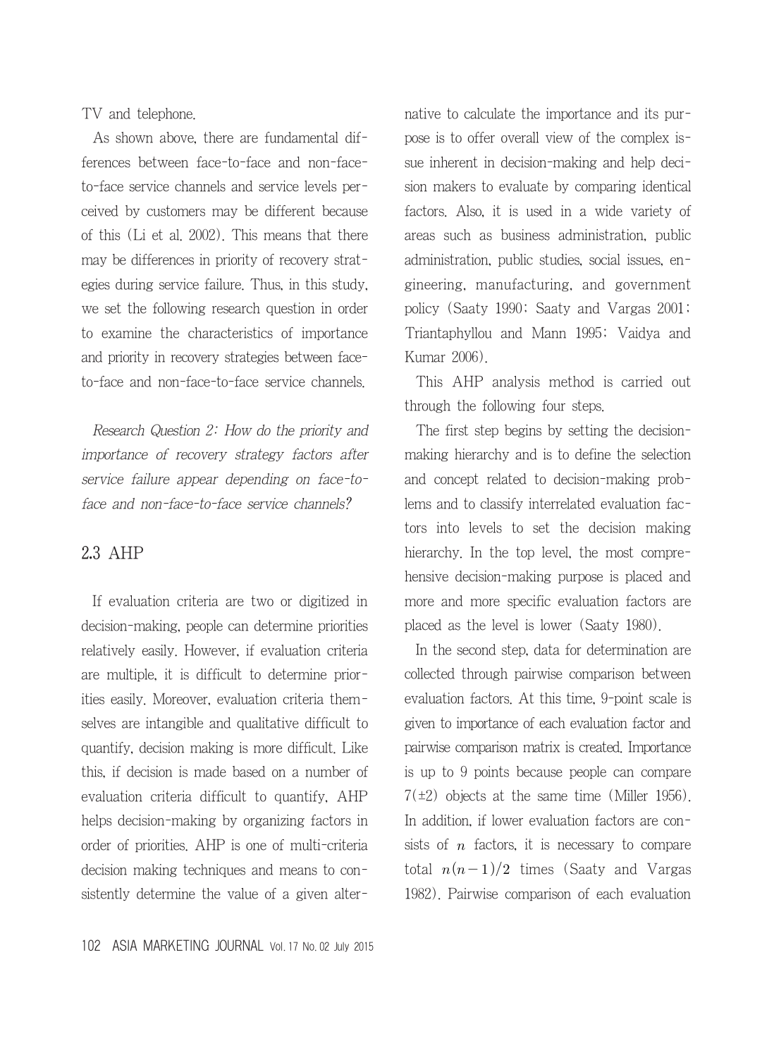TV and telephone.

As shown above, there are fundamental differences between face-to-face and non-face-to-face service channels and service levels perceived by customers may be different because of this (Li et al. 2002). This means that there may be differences in priority of recovery strategies during service failure. Thus, in this study, we set the following research question in order to examine the characteristics of importance and priority in recovery strategies between face-to-face and non-face-to-face service channels.

*Research Question 2: How do the priority and importance of recovery strategy factors after service failure appear depending on face-to-face and non-face-to-face service channels?*

## 2.3 AHP

If evaluation criteria are two or digitized in decision-making, people can determine priorities relatively easily. However, if evaluation criteria are multiple, it is difficult to determine priorities easily. Moreover, evaluation criteria themselves are intangible and qualitative difficult to quantify, decision making is more difficult. Like this, if decision is made based on a number of evaluation criteria difficult to quantify, AHP helps decision-making by organizing factors in order of priorities. AHP is one of multi-criteria decision making techniques and means to consistently determine the value of a given alternative to calculate the importance and its purpose is to offer overall view of the complex issue inherent in decision-making and help decision makers to evaluate by comparing identical factors. Also, it is used in a wide variety of areas such as business administration, public administration, public studies, social issues, engineering, manufacturing, and government policy (Saaty 1990; Saaty and Vargas 2001; Triantaphyllou and Mann 1995; Vaidya and Kumar 2006).

This AHP analysis method is carried out through the following four steps.

The first step begins by setting the decision-making hierarchy and is to define the selection and concept related to decision-making problems and to classify interrelated evaluation factors into levels to set the decision making hierarchy. In the top level, the most comprehensive decision-making purpose is placed and more and more specific evaluation factors are placed as the level is lower (Saaty 1980).

In the second step, data for determination are collected through pairwise comparison between evaluation factors. At this time, 9-point scale is given to importance of each evaluation factor and pairwise comparison matrix is created. Importance is up to 9 points because people can compare 7(±2) objects at the same time (Miller 1956). In addition, if lower evaluation factors are consists of $n$ factors, it is necessary to compare total $n(n-1)/2$ times (Saaty and Vargas 1982). Pairwise comparison of each evaluation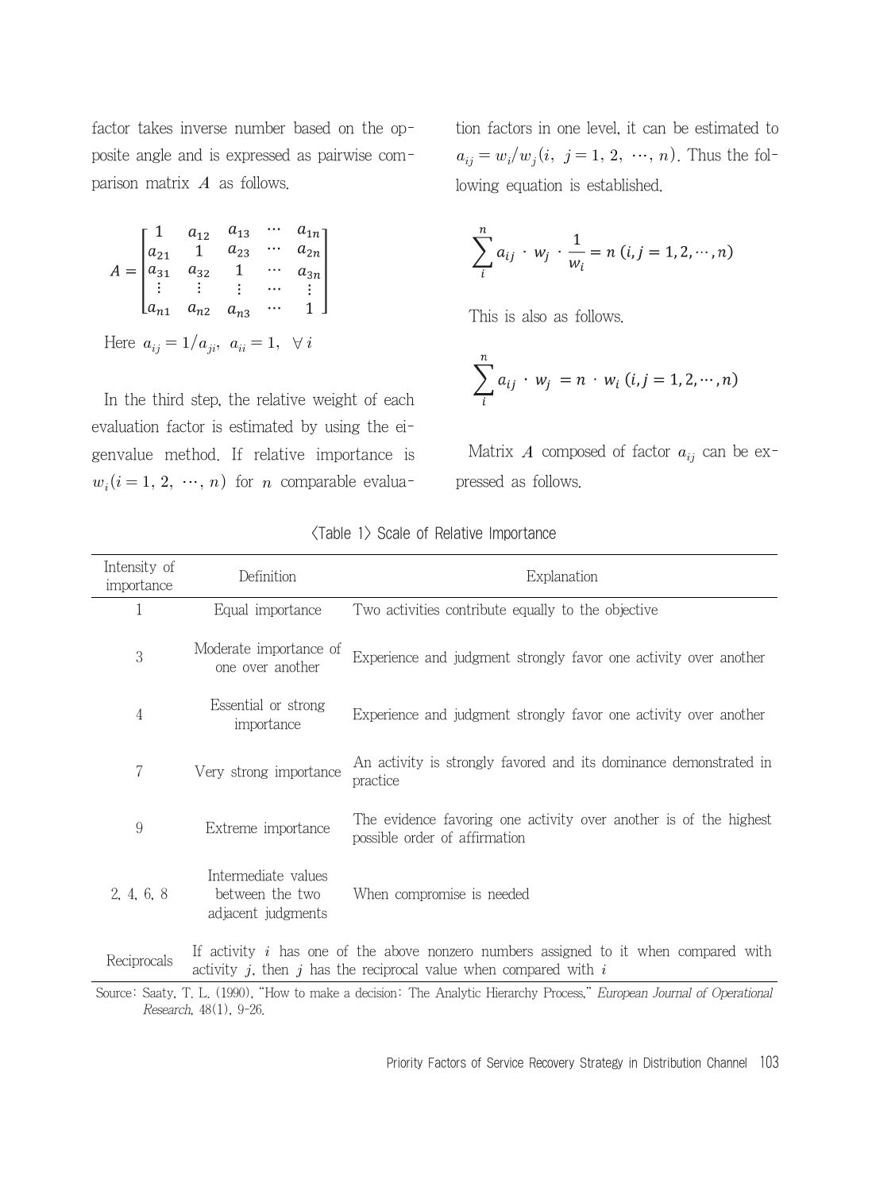factor takes inverse number based on the opposite angle and is expressed as pairwise comparison matrix $A$ as follows.

$$A = \begin{bmatrix} 1 & a_{12} & a_{13} & \cdots & a_{1n} \\ a_{21} & 1 & a_{23} & \cdots & a_{2n} \\ a_{31} & a_{32} & 1 & \cdots & a_{3n} \\ \vdots & \vdots & \vdots & \cdots & \vdots \\ a_{n1} & a_{n2} & a_{n3} & \cdots & 1 \end{bmatrix}$$

Here $a_{ij} = 1/a_{ji},\ a_{ii} = 1,\ \forall i$

In the third step, the relative weight of each evaluation factor is estimated by using the eigenvalue method. If relative importance is $w_i (i = 1, 2, \cdots, n)$ for $n$ comparable evaluation factors in one level, it can be estimated to $a_{ij} = w_i / w_j (i,\ j = 1, 2, \cdots, n)$. Thus the following equation is established.

$$\sum_i^n a_{ij} \cdot w_j \cdot \frac{1}{w_i} = n\ (i, j = 1, 2, \cdots, n)$$

This is also as follows.

$$\sum_i^n a_{ij} \cdot w_j = n \cdot w_i\ (i, j = 1, 2, \cdots, n)$$

Matrix $A$ composed of factor $a_{ij}$ can be expressed as follows.

〈Table 1〉 Scale of Relative Importance

| Intensity of importance | Definition | Explanation |
|---|---|---|
| 1 | Equal importance | Two activities contribute equally to the objective |
| 3 | Moderate importance of one over another | Experience and judgment strongly favor one activity over another |
| 4 | Essential or strong importance | Experience and judgment strongly favor one activity over another |
| 7 | Very strong importance | An activity is strongly favored and its dominance demonstrated in practice |
| 9 | Extreme importance | The evidence favoring one activity over another is of the highest possible order of affirmation |
| 2, 4, 6, 8 | Intermediate values between the two adjacent judgments | When compromise is needed |
| Reciprocals | If activity $i$ has one of the above nonzero numbers assigned to it when compared with activity $j$, then $j$ has the reciprocal value when compared with $i$ | |

Source: Saaty, T. L. (1990), "How to make a decision: The Analytic Hierarchy Process," *European Journal of Operational Research*, 48(1), 9-26.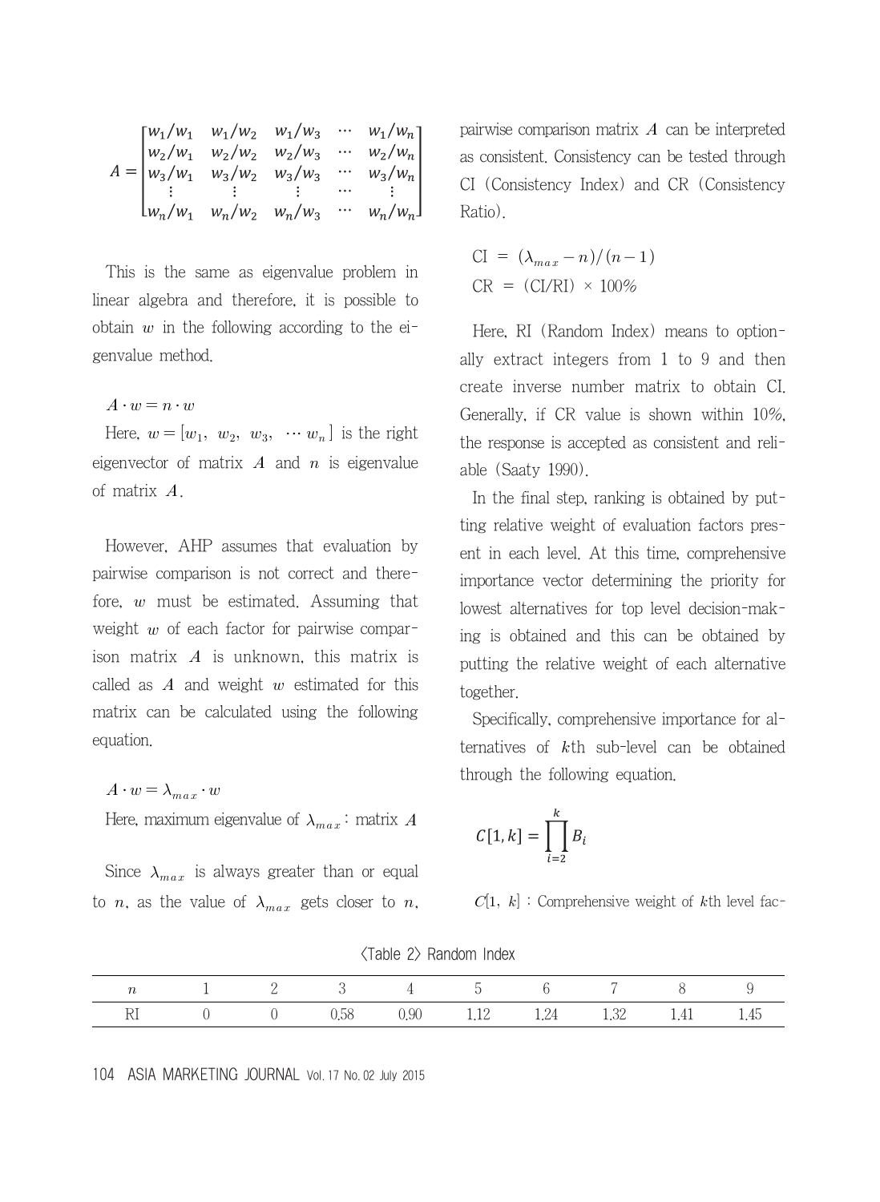$$A = \begin{bmatrix} w_1/w_1 & w_1/w_2 & w_1/w_3 & \cdots & w_1/w_n \\ w_2/w_1 & w_2/w_2 & w_2/w_3 & \cdots & w_2/w_n \\ w_3/w_1 & w_3/w_2 & w_3/w_3 & \cdots & w_3/w_n \\ \vdots & \vdots & \vdots & \cdots & \vdots \\ w_n/w_1 & w_n/w_2 & w_n/w_3 & \cdots & w_n/w_n \end{bmatrix}$$

This is the same as eigenvalue problem in linear algebra and therefore, it is possible to obtain $w$ in the following according to the eigenvalue method.

$$A \cdot w = n \cdot w$$

Here, $w = [w_1,\ w_2,\ w_3,\ \cdots w_n]$ is the right eigenvector of matrix $A$ and $n$ is eigenvalue of matrix $A$.

However, AHP assumes that evaluation by pairwise comparison is not correct and therefore, $w$ must be estimated. Assuming that weight $w$ of each factor for pairwise comparison matrix $A$ is unknown, this matrix is called as $A$ and weight $w$ estimated for this matrix can be calculated using the following equation.

$$A \cdot w = \lambda_{max} \cdot w$$

Here, maximum eigenvalue of $\lambda_{max}$ : matrix $A$

Since $\lambda_{max}$ is always greater than or equal to $n$, as the value of $\lambda_{max}$ gets closer to $n$, pairwise comparison matrix $A$ can be interpreted as consistent. Consistency can be tested through CI (Consistency Index) and CR (Consistency Ratio).

$$\text{CI} = (\lambda_{max} - n)/(n-1)$$

$$\text{CR} = (\text{CI}/\text{RI}) \times 100\%$$

Here, RI (Random Index) means to optionally extract integers from 1 to 9 and then create inverse number matrix to obtain CI. Generally, if CR value is shown within 10%, the response is accepted as consistent and reliable (Saaty 1990).

In the final step, ranking is obtained by putting relative weight of evaluation factors present in each level. At this time, comprehensive importance vector determining the priority for lowest alternatives for top level decision-making is obtained and this can be obtained by putting the relative weight of each alternative together.

Specifically, comprehensive importance for alternatives of $k$th sub-level can be obtained through the following equation.

$$C[1,k] = \prod_{i=2}^{k} B_i$$

$C[1,\ k]$ : Comprehensive weight of $k$th level fac-

〈Table 2〉 Random Index

| $n$ | 1 | 2 | 3 | 4 | 5 | 6 | 7 | 8 | 9 |
|---|---|---|---|---|---|---|---|---|---|
| RI | 0 | 0 | 0.58 | 0.90 | 1.12 | 1.24 | 1.32 | 1.41 | 1.45 |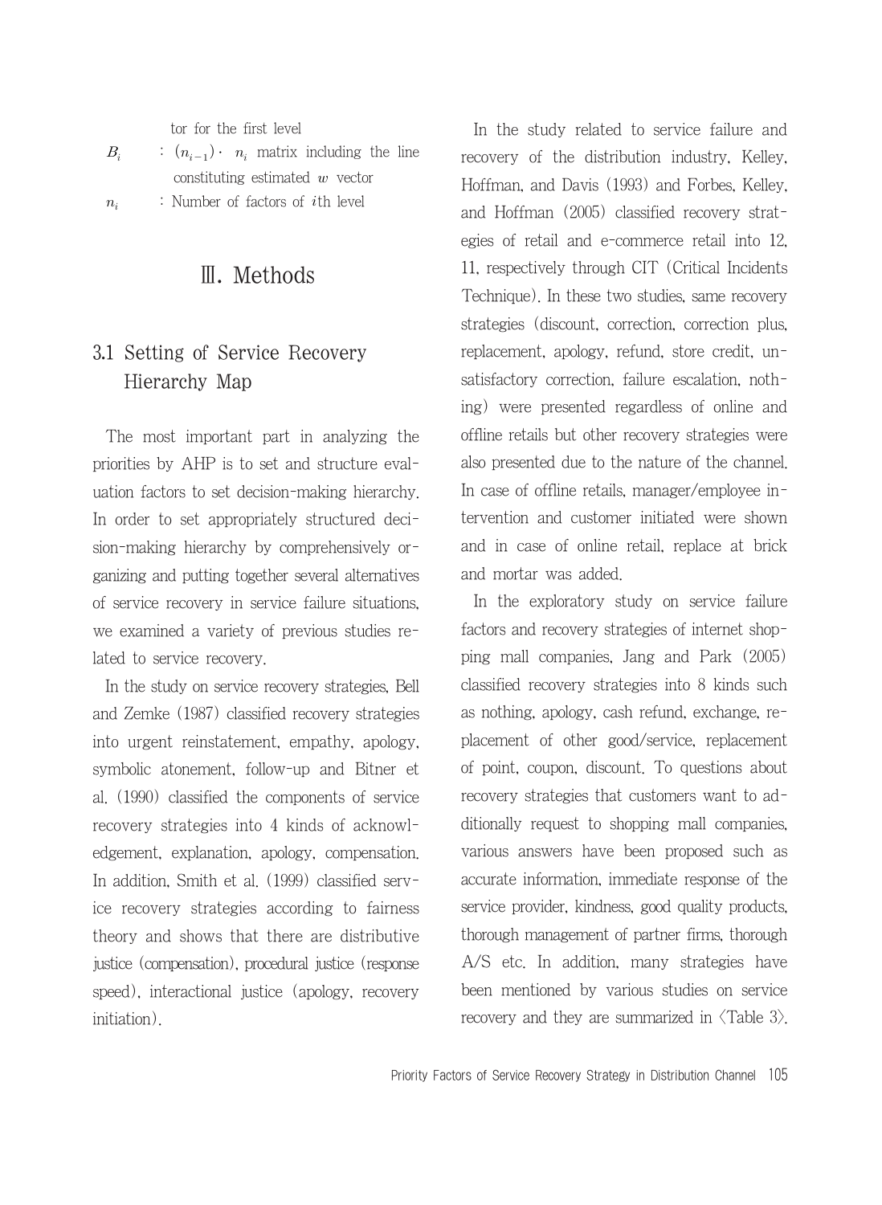tor for the first level

$B_i$ : $(n_{i-1}) \cdot n_i$ matrix including the line constituting estimated $w$ vector

$n_i$ : Number of factors of $i$th level

# Ⅲ. Methods

## 3.1 Setting of Service Recovery Hierarchy Map

The most important part in analyzing the priorities by AHP is to set and structure evaluation factors to set decision-making hierarchy. In order to set appropriately structured decision-making hierarchy by comprehensively organizing and putting together several alternatives of service recovery in service failure situations, we examined a variety of previous studies related to service recovery.

In the study on service recovery strategies, Bell and Zemke (1987) classified recovery strategies into urgent reinstatement, empathy, apology, symbolic atonement, follow-up and Bitner et al. (1990) classified the components of service recovery strategies into 4 kinds of acknowledgement, explanation, apology, compensation. In addition, Smith et al. (1999) classified service recovery strategies according to fairness theory and shows that there are distributive justice (compensation), procedural justice (response speed), interactional justice (apology, recovery initiation).

In the study related to service failure and recovery of the distribution industry, Kelley, Hoffman, and Davis (1993) and Forbes, Kelley, and Hoffman (2005) classified recovery strategies of retail and e-commerce retail into 12, 11, respectively through CIT (Critical Incidents Technique). In these two studies, same recovery strategies (discount, correction, correction plus, replacement, apology, refund, store credit, unsatisfactory correction, failure escalation, nothing) were presented regardless of online and offline retails but other recovery strategies were also presented due to the nature of the channel. In case of offline retails, manager/employee intervention and customer initiated were shown and in case of online retail, replace at brick and mortar was added.

In the exploratory study on service failure factors and recovery strategies of internet shopping mall companies, Jang and Park (2005) classified recovery strategies into 8 kinds such as nothing, apology, cash refund, exchange, replacement of other good/service, replacement of point, coupon, discount. To questions about recovery strategies that customers want to additionally request to shopping mall companies, various answers have been proposed such as accurate information, immediate response of the service provider, kindness, good quality products, thorough management of partner firms, thorough A/S etc. In addition, many strategies have been mentioned by various studies on service recovery and they are summarized in <Table 3>.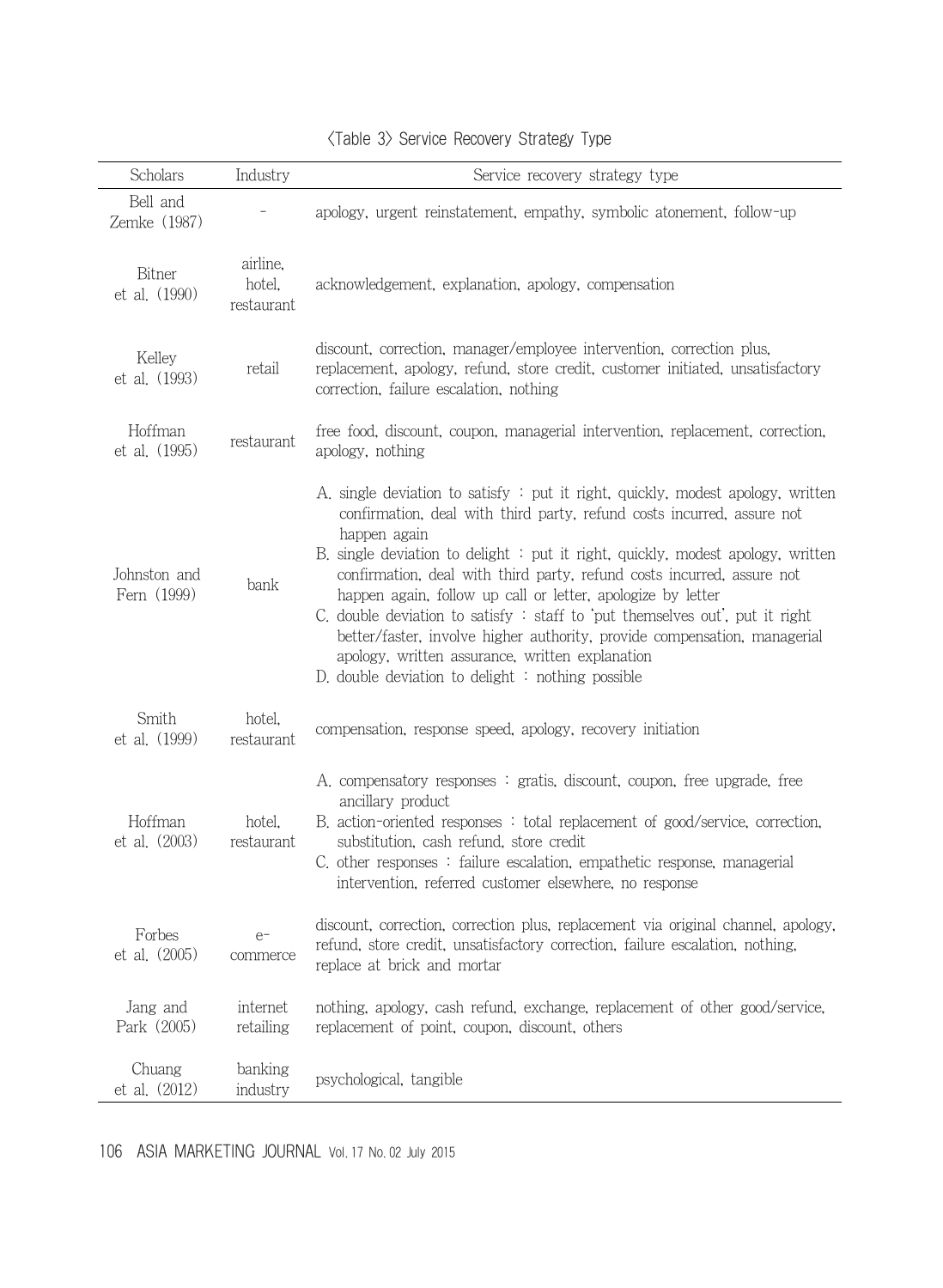<Table 3> Service Recovery Strategy Type

| Scholars | Industry | Service recovery strategy type |
|---|---|---|
| Bell and Zemke (1987) | - | apology, urgent reinstatement, empathy, symbolic atonement, follow-up |
| Bitner et al. (1990) | airline, hotel, restaurant | acknowledgement, explanation, apology, compensation |
| Kelley et al. (1993) | retail | discount, correction, manager/employee intervention, correction plus, replacement, apology, refund, store credit, customer initiated, unsatisfactory correction, failure escalation, nothing |
| Hoffman et al. (1995) | restaurant | free food, discount, coupon, managerial intervention, replacement, correction, apology, nothing |
| Johnston and Fern (1999) | bank | A. single deviation to satisfy : put it right, quickly, modest apology, written confirmation, deal with third party, refund costs incurred, assure not happen again<br>B. single deviation to delight : put it right, quickly, modest apology, written confirmation, deal with third party, refund costs incurred, assure not happen again, follow up call or letter, apologize by letter<br>C. double deviation to satisfy : staff to 'put themselves out', put it right better/faster, involve higher authority, provide compensation, managerial apology, written assurance, written explanation<br>D. double deviation to delight : nothing possible |
| Smith et al. (1999) | hotel, restaurant | compensation, response speed, apology, recovery initiation |
| Hoffman et al. (2003) | hotel, restaurant | A. compensatory responses : gratis, discount, coupon, free upgrade, free ancillary product<br>B. action-oriented responses : total replacement of good/service, correction, substitution, cash refund, store credit<br>C. other responses : failure escalation, empathetic response, managerial intervention, referred customer elsewhere, no response |
| Forbes et al. (2005) | e-commerce | discount, correction, correction plus, replacement via original channel, apology, refund, store credit, unsatisfactory correction, failure escalation, nothing, replace at brick and mortar |
| Jang and Park (2005) | internet retailing | nothing, apology, cash refund, exchange, replacement of other good/service, replacement of point, coupon, discount, others |
| Chuang et al. (2012) | banking industry | psychological, tangible |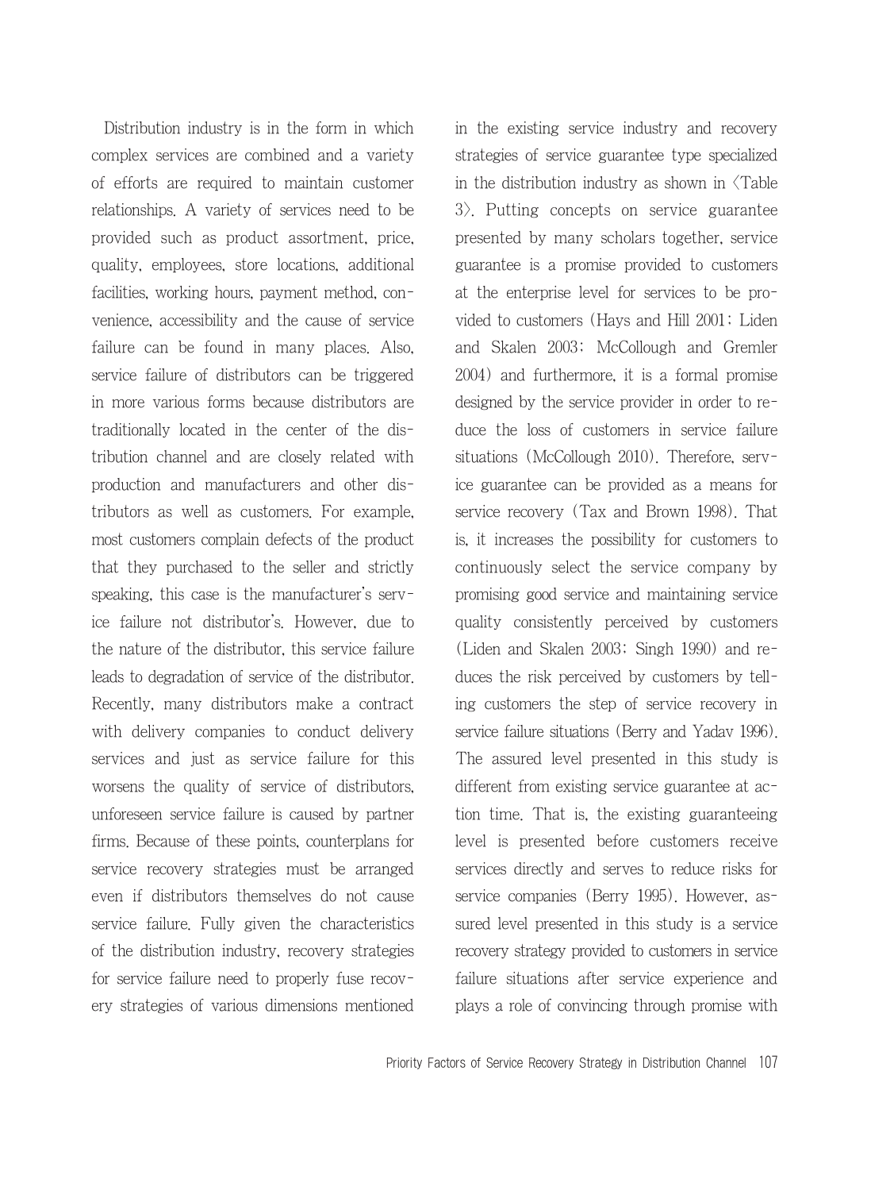Distribution industry is in the form in which complex services are combined and a variety of efforts are required to maintain customer relationships. A variety of services need to be provided such as product assortment, price, quality, employees, store locations, additional facilities, working hours, payment method, convenience, accessibility and the cause of service failure can be found in many places. Also, service failure of distributors can be triggered in more various forms because distributors are traditionally located in the center of the distribution channel and are closely related with production and manufacturers and other distributors as well as customers. For example, most customers complain defects of the product that they purchased to the seller and strictly speaking, this case is the manufacturer's service failure not distributor's. However, due to the nature of the distributor, this service failure leads to degradation of service of the distributor. Recently, many distributors make a contract with delivery companies to conduct delivery services and just as service failure for this worsens the quality of service of distributors, unforeseen service failure is caused by partner firms. Because of these points, counterplans for service recovery strategies must be arranged even if distributors themselves do not cause service failure. Fully given the characteristics of the distribution industry, recovery strategies for service failure need to properly fuse recovery strategies of various dimensions mentioned in the existing service industry and recovery strategies of service guarantee type specialized in the distribution industry as shown in <Table 3>. Putting concepts on service guarantee presented by many scholars together, service guarantee is a promise provided to customers at the enterprise level for services to be provided to customers (Hays and Hill 2001; Liden and Skalen 2003; McCollough and Gremler 2004) and furthermore, it is a formal promise designed by the service provider in order to reduce the loss of customers in service failure situations (McCollough 2010). Therefore, service guarantee can be provided as a means for service recovery (Tax and Brown 1998). That is, it increases the possibility for customers to continuously select the service company by promising good service and maintaining service quality consistently perceived by customers (Liden and Skalen 2003; Singh 1990) and reduces the risk perceived by customers by telling customers the step of service recovery in service failure situations (Berry and Yadav 1996). The assured level presented in this study is different from existing service guarantee at action time. That is, the existing guaranteeing level is presented before customers receive services directly and serves to reduce risks for service companies (Berry 1995). However, assured level presented in this study is a service recovery strategy provided to customers in service failure situations after service experience and plays a role of convincing through promise with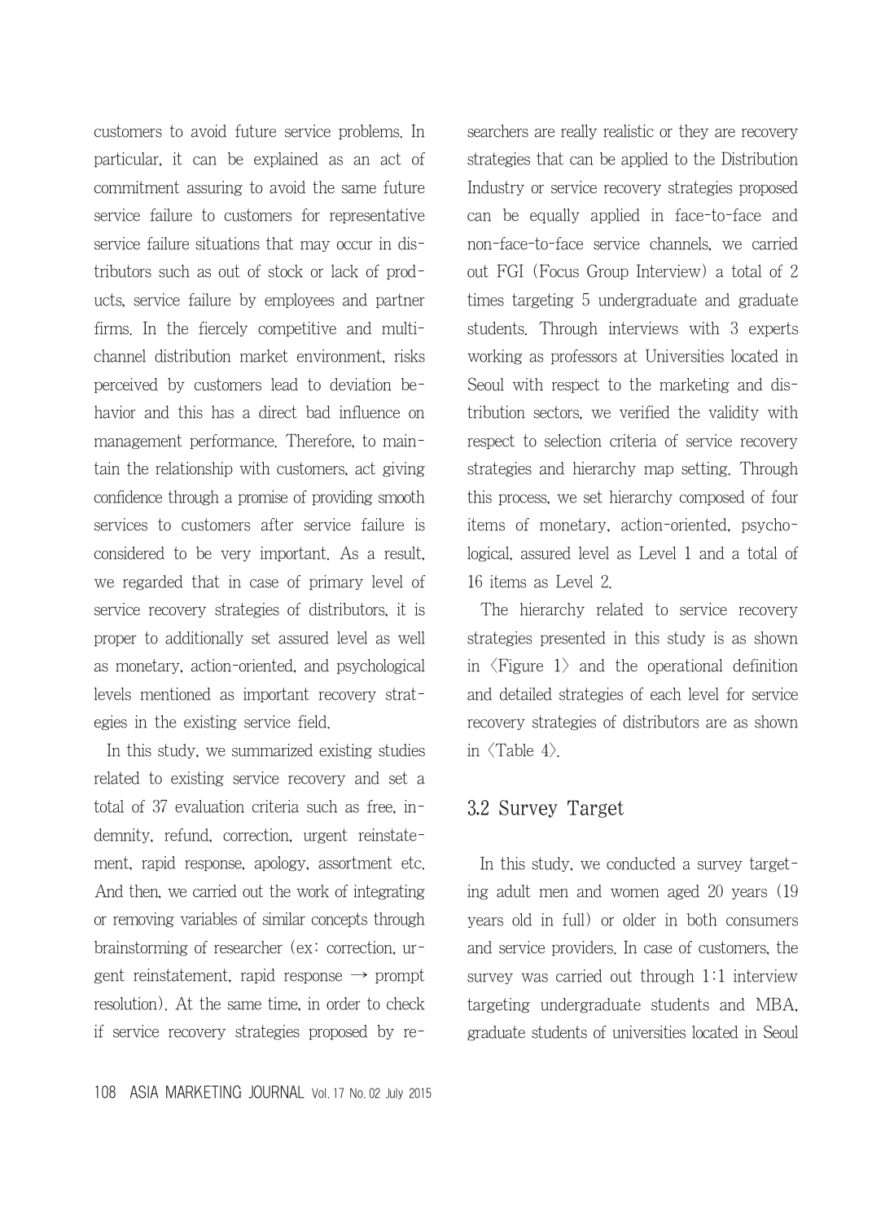customers to avoid future service problems. In particular, it can be explained as an act of commitment assuring to avoid the same future service failure to customers for representative service failure situations that may occur in distributors such as out of stock or lack of products, service failure by employees and partner firms. In the fiercely competitive and multichannel distribution market environment, risks perceived by customers lead to deviation behavior and this has a direct bad influence on management performance. Therefore, to maintain the relationship with customers, act giving confidence through a promise of providing smooth services to customers after service failure is considered to be very important. As a result, we regarded that in case of primary level of service recovery strategies of distributors, it is proper to additionally set assured level as well as monetary, action-oriented, and psychological levels mentioned as important recovery strategies in the existing service field.

In this study, we summarized existing studies related to existing service recovery and set a total of 37 evaluation criteria such as free, indemnity, refund, correction, urgent reinstatement, rapid response, apology, assortment etc. And then, we carried out the work of integrating or removing variables of similar concepts through brainstorming of researcher (ex: correction, urgent reinstatement, rapid response → prompt resolution). At the same time, in order to check if service recovery strategies proposed by researchers are really realistic or they are recovery strategies that can be applied to the Distribution Industry or service recovery strategies proposed can be equally applied in face-to-face and non-face-to-face service channels, we carried out FGI (Focus Group Interview) a total of 2 times targeting 5 undergraduate and graduate students. Through interviews with 3 experts working as professors at Universities located in Seoul with respect to the marketing and distribution sectors, we verified the validity with respect to selection criteria of service recovery strategies and hierarchy map setting. Through this process, we set hierarchy composed of four items of monetary, action-oriented, psychological, assured level as Level 1 and a total of 16 items as Level 2.

The hierarchy related to service recovery strategies presented in this study is as shown in ⟨Figure 1⟩ and the operational definition and detailed strategies of each level for service recovery strategies of distributors are as shown in ⟨Table 4⟩.

## 3.2 Survey Target

In this study, we conducted a survey targeting adult men and women aged 20 years (19 years old in full) or older in both consumers and service providers. In case of customers, the survey was carried out through 1:1 interview targeting undergraduate students and MBA, graduate students of universities located in Seoul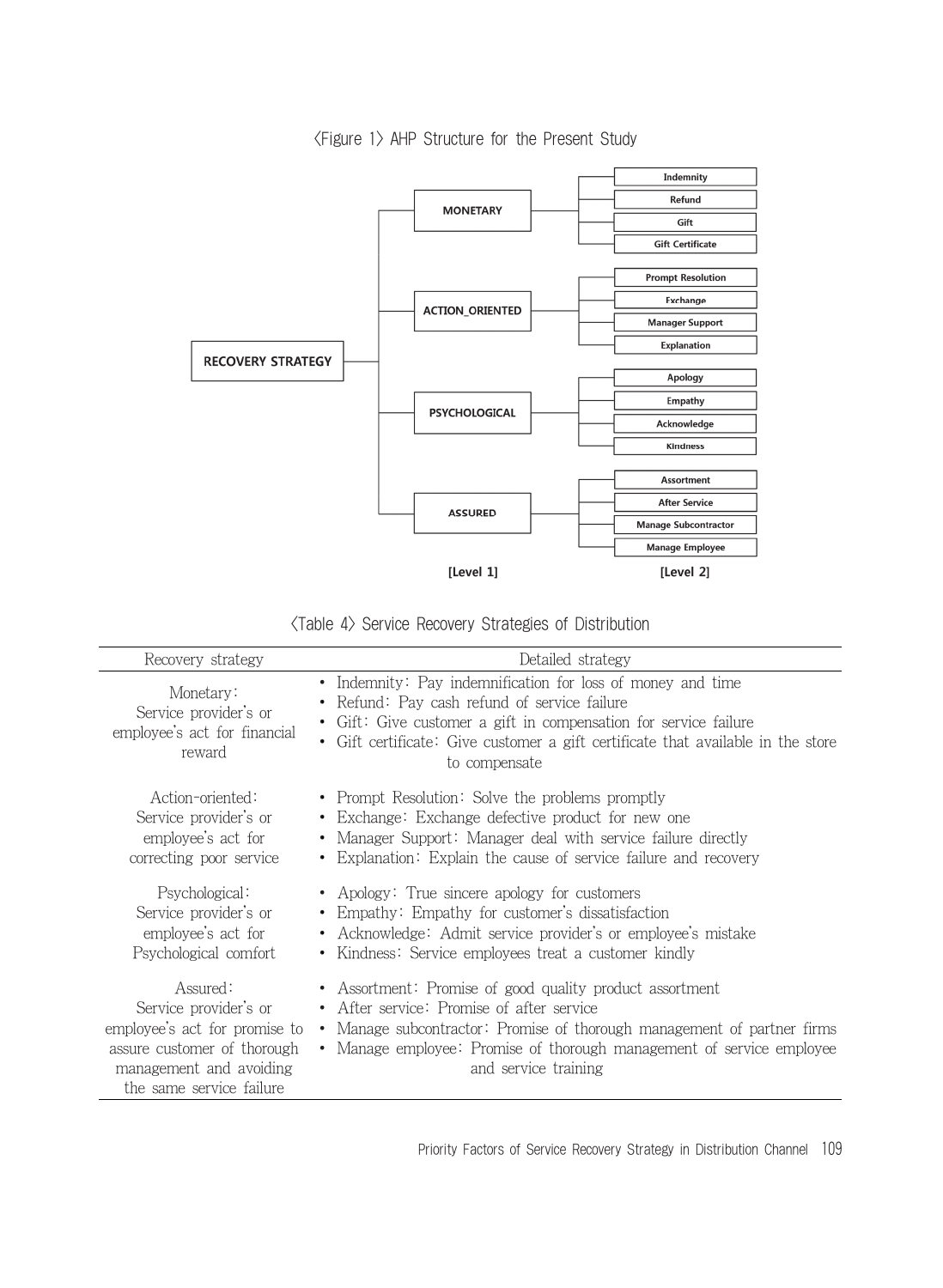〈Figure 1〉 AHP Structure for the Present Study

- RECOVERY STRATEGY
  - MONETARY
    - Indemnity
    - Refund
    - Gift
    - Gift Certificate
  - ACTION_ORIENTED
    - Prompt Resolution
    - Exchange
    - Manager Support
    - Explanation
  - PSYCHOLOGICAL
    - Apology
    - Empathy
    - Acknowledge
    - Kindness
  - ASSURED
    - Assortment
    - After Service
    - Manage Subcontractor
    - Manage Employee

[Level 1] [Level 2]

〈Table 4〉 Service Recovery Strategies of Distribution

| Recovery strategy | Detailed strategy |
|---|---|
| Monetary: Service provider's or employee's act for financial reward | • Indemnity: Pay indemnification for loss of money and time<br>• Refund: Pay cash refund of service failure<br>• Gift: Give customer a gift in compensation for service failure<br>• Gift certificate: Give customer a gift certificate that available in the store to compensate |
| Action-oriented: Service provider's or employee's act for correcting poor service | • Prompt Resolution: Solve the problems promptly<br>• Exchange: Exchange defective product for new one<br>• Manager Support: Manager deal with service failure directly<br>• Explanation: Explain the cause of service failure and recovery |
| Psychological: Service provider's or employee's act for Psychological comfort | • Apology: True sincere apology for customers<br>• Empathy: Empathy for customer's dissatisfaction<br>• Acknowledge: Admit service provider's or employee's mistake<br>• Kindness: Service employees treat a customer kindly |
| Assured: Service provider's or employee's act for promise to assure customer of thorough management and avoiding the same service failure | • Assortment: Promise of good quality product assortment<br>• After service: Promise of after service<br>• Manage subcontractor: Promise of thorough management of partner firms<br>• Manage employee: Promise of thorough management of service employee and service training |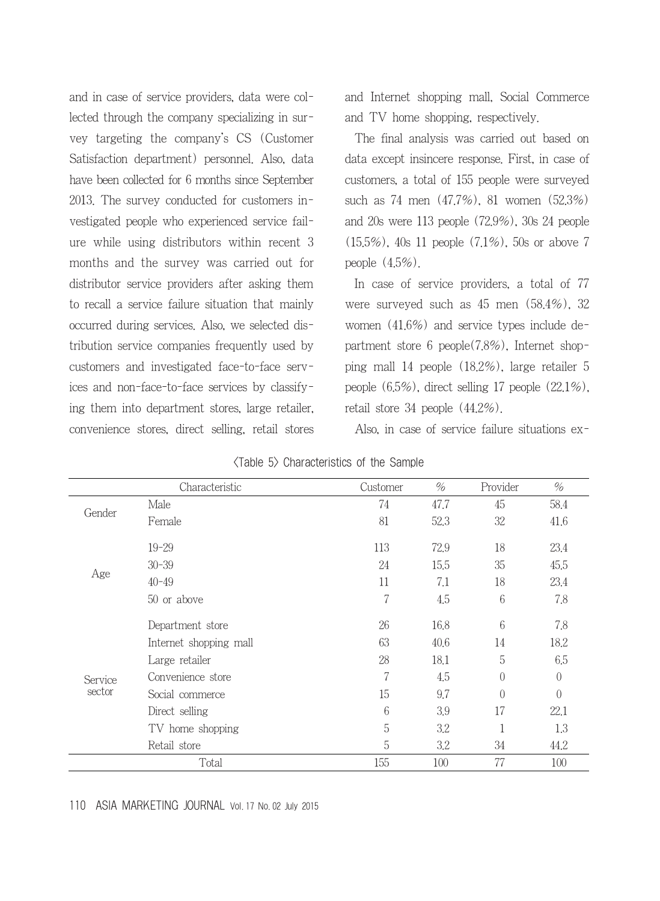and in case of service providers, data were collected through the company specializing in survey targeting the company's CS (Customer Satisfaction department) personnel. Also, data have been collected for 6 months since September 2013. The survey conducted for customers investigated people who experienced service failure while using distributors within recent 3 months and the survey was carried out for distributor service providers after asking them to recall a service failure situation that mainly occurred during services. Also, we selected distribution service companies frequently used by customers and investigated face-to-face services and non-face-to-face services by classifying them into department stores, large retailer, convenience stores, direct selling, retail stores and Internet shopping mall, Social Commerce and TV home shopping, respectively.

The final analysis was carried out based on data except insincere response. First, in case of customers, a total of 155 people were surveyed such as 74 men (47.7%), 81 women (52.3%) and 20s were 113 people (72.9%), 30s 24 people (15.5%), 40s 11 people (7.1%), 50s or above 7 people (4.5%).

In case of service providers, a total of 77 were surveyed such as 45 men (58.4%), 32 women (41.6%) and service types include department store 6 people(7.8%), Internet shopping mall 14 people (18.2%), large retailer 5 people (6.5%), direct selling 17 people (22.1%), retail store 34 people (44.2%).

Also, in case of service failure situations ex-

〈Table 5〉 Characteristics of the Sample

| Characteristic | | Customer | % | Provider | % |
|---|---|---|---|---|---|
| Gender | Male | 74 | 47.7 | 45 | 58.4 |
| | Female | 81 | 52.3 | 32 | 41.6 |
| Age | 19-29 | 113 | 72.9 | 18 | 23.4 |
| | 30-39 | 24 | 15.5 | 35 | 45.5 |
| | 40-49 | 11 | 7.1 | 18 | 23.4 |
| | 50 or above | 7 | 4.5 | 6 | 7.8 |
| Service sector | Department store | 26 | 16.8 | 6 | 7.8 |
| | Internet shopping mall | 63 | 40.6 | 14 | 18.2 |
| | Large retailer | 28 | 18.1 | 5 | 6.5 |
| | Convenience store | 7 | 4.5 | 0 | 0 |
| | Social commerce | 15 | 9.7 | 0 | 0 |
| | Direct selling | 6 | 3.9 | 17 | 22.1 |
| | TV home shopping | 5 | 3.2 | 1 | 1.3 |
| | Retail store | 5 | 3.2 | 34 | 44.2 |
| Total | | 155 | 100 | 77 | 100 |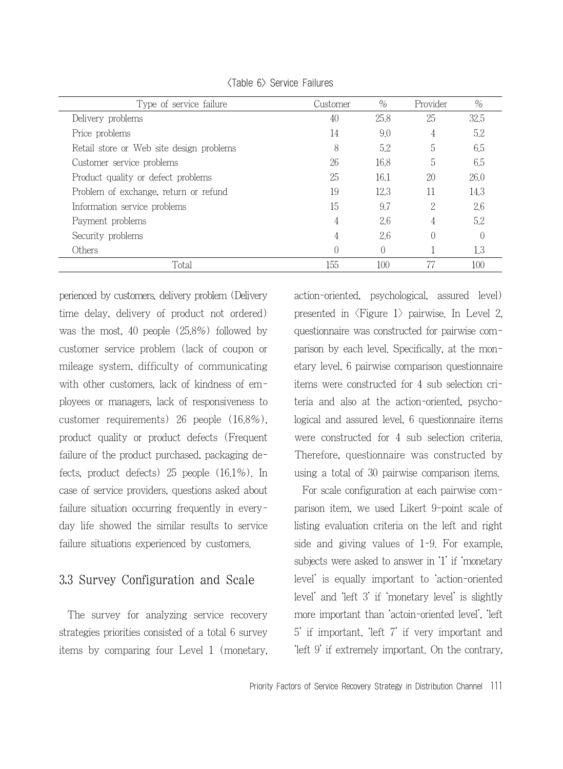〈Table 6〉 Service Failures

| Type of service failure | Customer | % | Provider | % |
|---|---|---|---|---|
| Delivery problems | 40 | 25.8 | 25 | 32.5 |
| Price problems | 14 | 9.0 | 4 | 5.2 |
| Retail store or Web site design problems | 8 | 5.2 | 5 | 6.5 |
| Customer service problems | 26 | 16.8 | 5 | 6.5 |
| Product quality or defect problems | 25 | 16.1 | 20 | 26.0 |
| Problem of exchange, return or refund | 19 | 12.3 | 11 | 14.3 |
| Information service problems | 15 | 9.7 | 2 | 2.6 |
| Payment problems | 4 | 2.6 | 4 | 5.2 |
| Security problems | 4 | 2.6 | 0 | 0 |
| Others | 0 | 0 | 1 | 1.3 |
| Total | 155 | 100 | 77 | 100 |

perienced by customers, delivery problem (Delivery time delay, delivery of product not ordered) was the most, 40 people (25.8%) followed by customer service problem (lack of coupon or mileage system, difficulty of communicating with other customers, lack of kindness of employees or managers, lack of responsiveness to customer requirements) 26 people (16.8%), product quality or product defects (Frequent failure of the product purchased, packaging defects, product defects) 25 people (16.1%). In case of service providers, questions asked about failure situation occurring frequently in everyday life showed the similar results to service failure situations experienced by customers.

## 3.3 Survey Configuration and Scale

The survey for analyzing service recovery strategies priorities consisted of a total 6 survey items by comparing four Level 1 (monetary, action-oriented, psychological, assured level) presented in 〈Figure 1〉 pairwise. In Level 2, questionnaire was constructed for pairwise comparison by each level. Specifically, at the monetary level, 6 pairwise comparison questionnaire items were constructed for 4 sub selection criteria and also at the action-oriented, psychological and assured level, 6 questionnaire items were constructed for 4 sub selection criteria. Therefore, questionnaire was constructed by using a total of 30 pairwise comparison items.

For scale configuration at each pairwise comparison item, we used Likert 9-point scale of listing evaluation criteria on the left and right side and giving values of 1-9. For example, subjects were asked to answer in '1' if 'monetary level' is equally important to 'action-oriented level' and 'left 3' if 'monetary level' is slightly more important than 'actoin-oriented level', 'left 5' if important, 'left 7' if very important and 'left 9' if extremely important. On the contrary,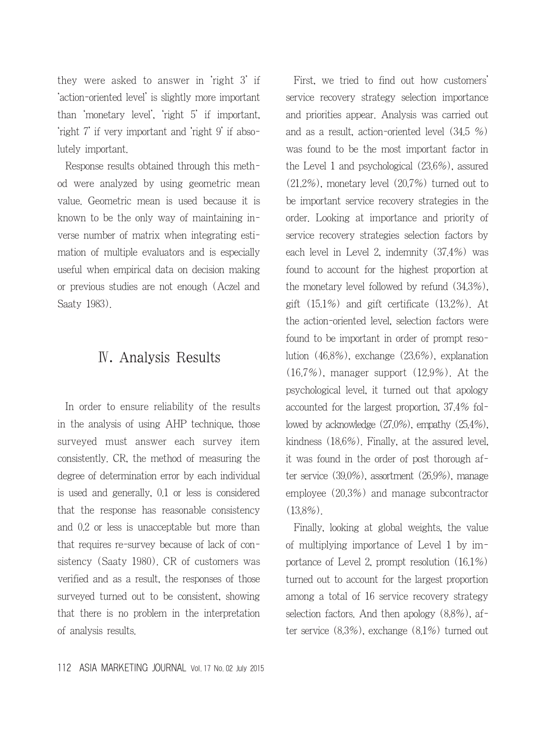they were asked to answer in 'right 3' if 'action-oriented level' is slightly more important than 'monetary level', 'right 5' if important, 'right 7' if very important and 'right 9' if absolutely important.

Response results obtained through this method were analyzed by using geometric mean value. Geometric mean is used because it is known to be the only way of maintaining inverse number of matrix when integrating estimation of multiple evaluators and is especially useful when empirical data on decision making or previous studies are not enough (Aczel and Saaty 1983).

## Ⅳ. Analysis Results

In order to ensure reliability of the results in the analysis of using AHP technique, those surveyed must answer each survey item consistently. CR, the method of measuring the degree of determination error by each individual is used and generally, 0.1 or less is considered that the response has reasonable consistency and 0.2 or less is unacceptable but more than that requires re-survey because of lack of consistency (Saaty 1980). CR of customers was verified and as a result, the responses of those surveyed turned out to be consistent, showing that there is no problem in the interpretation of analysis results.

First, we tried to find out how customers' service recovery strategy selection importance and priorities appear. Analysis was carried out and as a result, action-oriented level (34.5 %) was found to be the most important factor in the Level 1 and psychological (23.6%), assured (21.2%), monetary level (20.7%) turned out to be important service recovery strategies in the order. Looking at importance and priority of service recovery strategies selection factors by each level in Level 2, indemnity (37.4%) was found to account for the highest proportion at the monetary level followed by refund (34.3%), gift (15.1%) and gift certificate (13.2%). At the action-oriented level, selection factors were found to be important in order of prompt resolution (46.8%), exchange (23.6%), explanation (16.7%), manager support (12.9%). At the psychological level, it turned out that apology accounted for the largest proportion, 37.4% followed by acknowledge (27.0%), empathy (25.4%), kindness (18.6%). Finally, at the assured level, it was found in the order of post thorough after service (39.0%), assortment (26.9%), manage employee (20.3%) and manage subcontractor (13.8%).

Finally, looking at global weights, the value of multiplying importance of Level 1 by importance of Level 2, prompt resolution (16.1%) turned out to account for the largest proportion among a total of 16 service recovery strategy selection factors. And then apology (8.8%), after service (8.3%), exchange (8.1%) turned out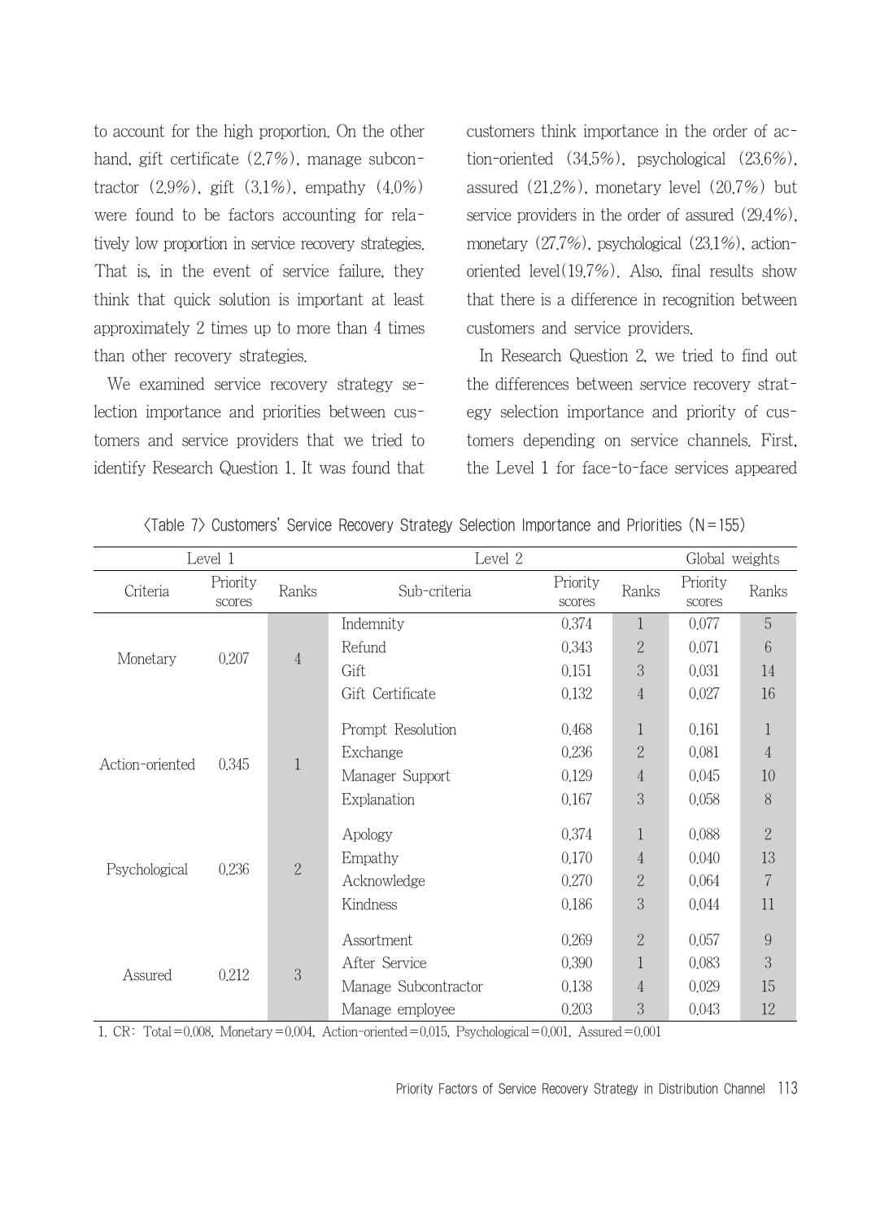to account for the high proportion. On the other hand, gift certificate (2.7%), manage subcontractor (2.9%), gift (3.1%), empathy (4.0%) were found to be factors accounting for relatively low proportion in service recovery strategies. That is, in the event of service failure, they think that quick solution is important at least approximately 2 times up to more than 4 times than other recovery strategies.

We examined service recovery strategy selection importance and priorities between customers and service providers that we tried to identify Research Question 1. It was found that customers think importance in the order of action-oriented (34.5%), psychological (23.6%), assured (21.2%), monetary level (20.7%) but service providers in the order of assured (29.4%), monetary (27.7%), psychological (23.1%), action-oriented level(19.7%). Also, final results show that there is a difference in recognition between customers and service providers.

In Research Question 2, we tried to find out the differences between service recovery strategy selection importance and priority of customers depending on service channels. First, the Level 1 for face-to-face services appeared

<Table 7> Customers' Service Recovery Strategy Selection Importance and Priorities (N=155)

| Level 1 | | | Level 2 | | | Global weights | |
|---|---|---|---|---|---|---|---|
| Criteria | Priority scores | Ranks | Sub-criteria | Priority scores | Ranks | Priority scores | Ranks |
| Monetary | 0.207 | 4 | Indemnity | 0.374 | 1 | 0.077 | 5 |
| | | | Refund | 0.343 | 2 | 0.071 | 6 |
| | | | Gift | 0.151 | 3 | 0.031 | 14 |
| | | | Gift Certificate | 0.132 | 4 | 0.027 | 16 |
| Action-oriented | 0.345 | 1 | Prompt Resolution | 0.468 | 1 | 0.161 | 1 |
| | | | Exchange | 0.236 | 2 | 0.081 | 4 |
| | | | Manager Support | 0.129 | 4 | 0.045 | 10 |
| | | | Explanation | 0.167 | 3 | 0.058 | 8 |
| Psychological | 0.236 | 2 | Apology | 0.374 | 1 | 0.088 | 2 |
| | | | Empathy | 0.170 | 4 | 0.040 | 13 |
| | | | Acknowledge | 0.270 | 2 | 0.064 | 7 |
| | | | Kindness | 0.186 | 3 | 0.044 | 11 |
| Assured | 0.212 | 3 | Assortment | 0.269 | 2 | 0.057 | 9 |
| | | | After Service | 0.390 | 1 | 0.083 | 3 |
| | | | Manage Subcontractor | 0.138 | 4 | 0.029 | 15 |
| | | | Manage employee | 0.203 | 3 | 0.043 | 12 |

1. CR: Total=0.008, Monetary=0.004, Action-oriented=0.015, Psychological=0.001, Assured=0.001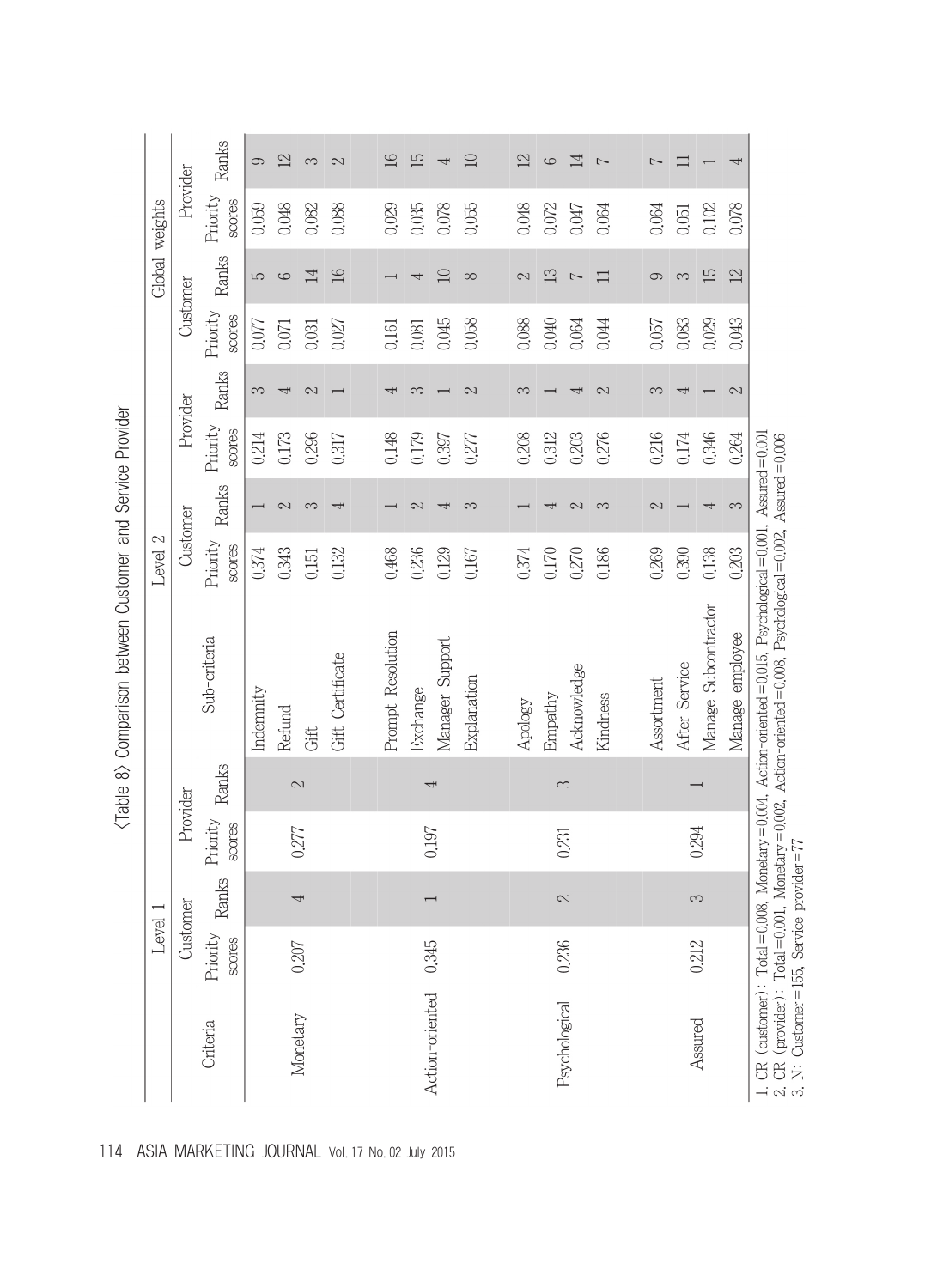<Table 8> Comparison between Customer and Service Provider

| Criteria | Level 1 | | | | Sub-criteria | Level 2 | | | | Global weights | | | |
|---|---|---|---|---|---|---|---|---|---|---|---|---|---|
| | Customer | | Provider | | | Customer | | Provider | | Customer | | Provider | |
| | Priority scores | Ranks | Priority scores | Ranks | | Priority scores | Ranks | Priority scores | Ranks | Priority scores | Ranks | Priority scores | Ranks |
| Monetary | 0.207 | 4 | 0.277 | 2 | Indemnity | 0.374 | 1 | 0.214 | 3 | 0.077 | 5 | 0.059 | 9 |
| | | | | | Refund | 0.343 | 2 | 0.173 | 4 | 0.071 | 6 | 0.048 | 12 |
| | | | | | Gift | 0.151 | 3 | 0.296 | 2 | 0.031 | 14 | 0.082 | 3 |
| | | | | | Gift Certificate | 0.132 | 4 | 0.317 | 1 | 0.027 | 16 | 0.088 | 2 |
| Action-oriented | 0.345 | 1 | 0.197 | 4 | Prompt Resolution | 0.468 | 1 | 0.148 | 4 | 0.161 | 1 | 0.029 | 16 |
| | | | | | Exchange | 0.236 | 2 | 0.179 | 3 | 0.081 | 4 | 0.035 | 15 |
| | | | | | Manager Support | 0.129 | 4 | 0.397 | 1 | 0.045 | 10 | 0.078 | 4 |
| | | | | | Explanation | 0.167 | 3 | 0.277 | 2 | 0.058 | 8 | 0.055 | 10 |
| Psychological | 0.236 | 2 | 0.231 | 3 | Apology | 0.374 | 1 | 0.208 | 3 | 0.088 | 2 | 0.048 | 12 |
| | | | | | Empathy | 0.170 | 4 | 0.312 | 1 | 0.040 | 13 | 0.072 | 6 |
| | | | | | Acknowledge | 0.270 | 2 | 0.203 | 4 | 0.064 | 7 | 0.047 | 14 |
| | | | | | Kindness | 0.186 | 3 | 0.276 | 2 | 0.044 | 11 | 0.064 | 7 |
| Assured | 0.212 | 3 | 0.294 | 1 | Assortment | 0.269 | 2 | 0.216 | 3 | 0.057 | 9 | 0.064 | 7 |
| | | | | | After Service | 0.390 | 1 | 0.174 | 4 | 0.083 | 3 | 0.051 | 11 |
| | | | | | Manage Subcontractor | 0.138 | 4 | 0.346 | 1 | 0.029 | 15 | 0.102 | 1 |
| | | | | | Manage employee | 0.203 | 3 | 0.264 | 2 | 0.043 | 12 | 0.078 | 4 |

1. CR (customer): Total=0.008, Monetary=0.004, Action-oriented=0.015, Psychological=0.001, Assured=0.001
2. CR (provider): Total=0.001, Monetary=0.002, Action-oriented=0.008, Psychological=0.002, Assured=0.006
3. N: Customer=155, Service provider=77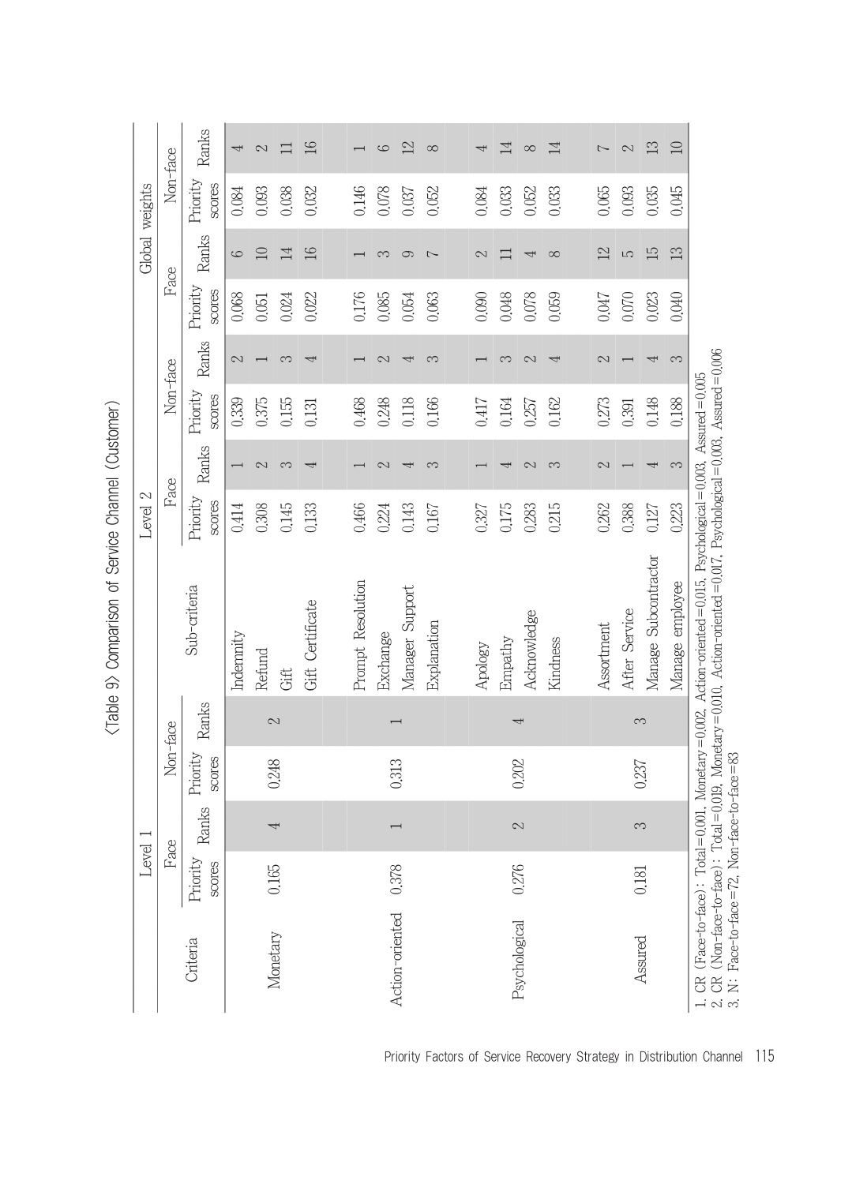〈Table 9〉 Comparison of Service Channel (Customer)

| Criteria | Level 1 | | | | Sub-criteria | Level 2 | | | | Global weights | | | |
|---|---|---|---|---|---|---|---|---|---|---|---|---|---|
| | Face | | Non-face | | | Face | | Non-face | | Face | | Non-face | |
| | Priority scores | Ranks | Priority scores | Ranks | | Priority scores | Ranks | Priority scores | Ranks | Priority scores | Ranks | Priority scores | Ranks |
| Monetary | 0.165 | 4 | 0.248 | 2 | Indemnity | 0.414 | 1 | 0.339 | 2 | 0.068 | 6 | 0.084 | 4 |
| | | | | | Refund | 0.308 | 2 | 0.375 | 1 | 0.051 | 10 | 0.093 | 2 |
| | | | | | Gift | 0.145 | 3 | 0.155 | 3 | 0.024 | 14 | 0.038 | 11 |
| | | | | | Gift Certificate | 0.133 | 4 | 0.131 | 4 | 0.022 | 16 | 0.032 | 16 |
| Action-oriented | 0.378 | 1 | 0.313 | 1 | Prompt Resolution | 0.466 | 1 | 0.468 | 1 | 0.176 | 1 | 0.146 | 1 |
| | | | | | Exchange | 0.224 | 2 | 0.248 | 2 | 0.085 | 3 | 0.078 | 6 |
| | | | | | Manager Support | 0.143 | 4 | 0.118 | 4 | 0.054 | 9 | 0.037 | 12 |
| | | | | | Explanation | 0.167 | 3 | 0.166 | 3 | 0.063 | 7 | 0.052 | 8 |
| Psychological | 0.276 | 2 | 0.202 | 4 | Apology | 0.327 | 1 | 0.417 | 1 | 0.090 | 2 | 0.084 | 4 |
| | | | | | Empathy | 0.175 | 4 | 0.164 | 3 | 0.048 | 11 | 0.033 | 14 |
| | | | | | Acknowledge | 0.283 | 2 | 0.257 | 2 | 0.078 | 4 | 0.052 | 8 |
| | | | | | Kindness | 0.215 | 3 | 0.162 | 4 | 0.059 | 8 | 0.033 | 14 |
| Assured | 0.181 | 3 | 0.237 | 3 | Assortment | 0.262 | 2 | 0.273 | 2 | 0.047 | 12 | 0.065 | 7 |
| | | | | | After Service | 0.388 | 1 | 0.391 | 1 | 0.070 | 5 | 0.093 | 2 |
| | | | | | Manage Subcontractor | 0.127 | 4 | 0.148 | 4 | 0.023 | 15 | 0.035 | 13 |
| | | | | | Manage employee | 0.223 | 3 | 0.188 | 3 | 0.040 | 13 | 0.045 | 10 |

1. CR (Face-to-face) : Total=0.001, Monetary=0.002, Action-oriented=0.015, Psychological=0.003, Assured=0.05
2. CR (Non-face-to-face) : Total=0.019, Monetary=0.010, Action-oriented=0.017, Psychological=0.003, Assured=0.006
3. N: Face-to-face=72, Non-face-to-face=83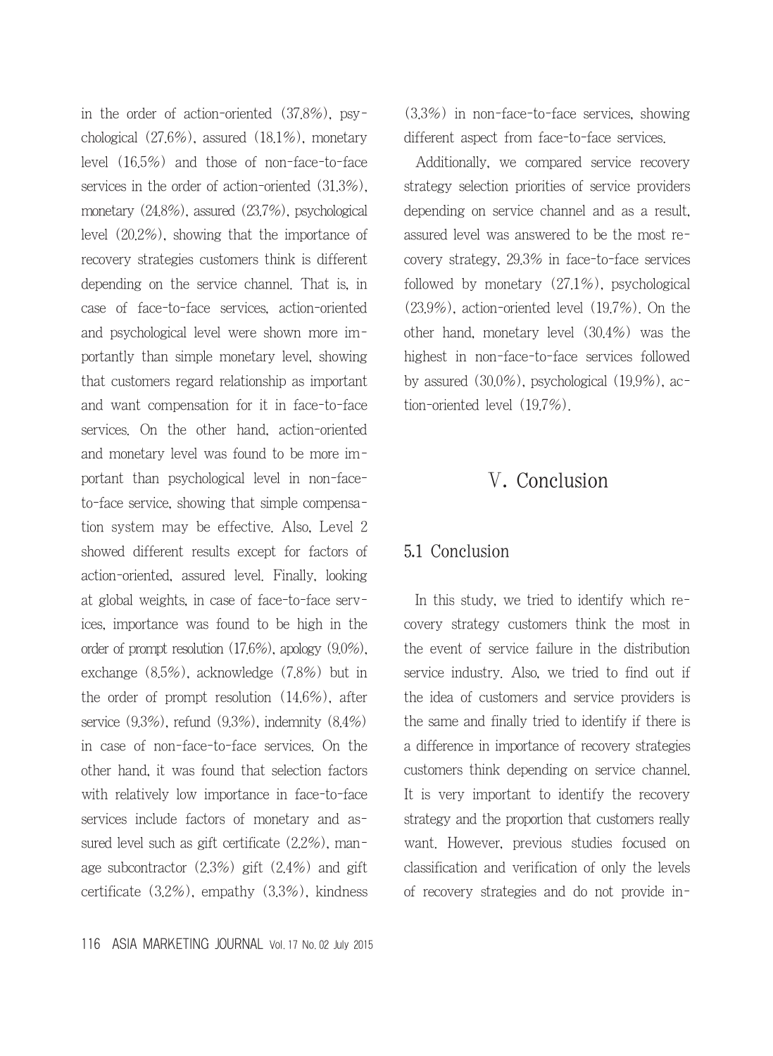in the order of action-oriented (37.8%), psychological (27.6%), assured (18.1%), monetary level (16.5%) and those of non-face-to-face services in the order of action-oriented (31.3%), monetary (24.8%), assured (23.7%), psychological level (20.2%), showing that the importance of recovery strategies customers think is different depending on the service channel. That is, in case of face-to-face services, action-oriented and psychological level were shown more importantly than simple monetary level, showing that customers regard relationship as important and want compensation for it in face-to-face services. On the other hand, action-oriented and monetary level was found to be more important than psychological level in non-face-to-face service, showing that simple compensation system may be effective. Also, Level 2 showed different results except for factors of action-oriented, assured level. Finally, looking at global weights, in case of face-to-face services, importance was found to be high in the order of prompt resolution (17.6%), apology (9.0%), exchange (8.5%), acknowledge (7.8%) but in the order of prompt resolution (14.6%), after service (9.3%), refund (9.3%), indemnity (8.4%) in case of non-face-to-face services. On the other hand, it was found that selection factors with relatively low importance in face-to-face services include factors of monetary and assured level such as gift certificate (2.2%), manage subcontractor (2.3%) gift (2.4%) and gift certificate (3.2%), empathy (3.3%), kindness (3.3%) in non-face-to-face services, showing different aspect from face-to-face services.

Additionally, we compared service recovery strategy selection priorities of service providers depending on service channel and as a result, assured level was answered to be the most recovery strategy, 29.3% in face-to-face services followed by monetary (27.1%), psychological (23.9%), action-oriented level (19.7%). On the other hand, monetary level (30.4%) was the highest in non-face-to-face services followed by assured (30.0%), psychological (19.9%), action-oriented level (19.7%).

# V. Conclusion

## 5.1 Conclusion

In this study, we tried to identify which recovery strategy customers think the most in the event of service failure in the distribution service industry. Also, we tried to find out if the idea of customers and service providers is the same and finally tried to identify if there is a difference in importance of recovery strategies customers think depending on service channel. It is very important to identify the recovery strategy and the proportion that customers really want. However, previous studies focused on classification and verification of only the levels of recovery strategies and do not provide in-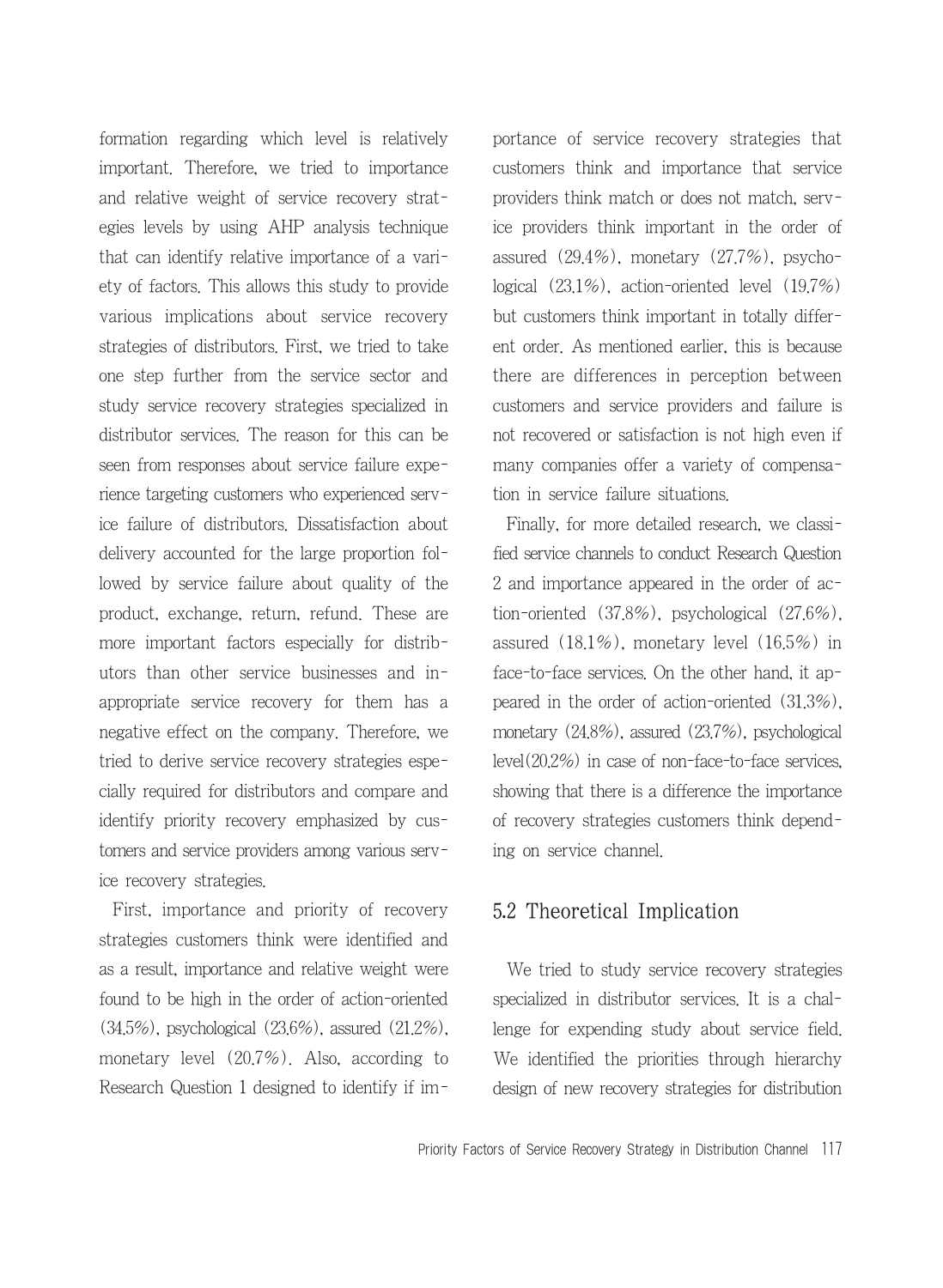formation regarding which level is relatively important. Therefore, we tried to importance and relative weight of service recovery strategies levels by using AHP analysis technique that can identify relative importance of a variety of factors. This allows this study to provide various implications about service recovery strategies of distributors. First, we tried to take one step further from the service sector and study service recovery strategies specialized in distributor services. The reason for this can be seen from responses about service failure experience targeting customers who experienced service failure of distributors. Dissatisfaction about delivery accounted for the large proportion followed by service failure about quality of the product, exchange, return, refund. These are more important factors especially for distributors than other service businesses and inappropriate service recovery for them has a negative effect on the company. Therefore, we tried to derive service recovery strategies especially required for distributors and compare and identify priority recovery emphasized by customers and service providers among various service recovery strategies.

First, importance and priority of recovery strategies customers think were identified and as a result, importance and relative weight were found to be high in the order of action-oriented (34.5%), psychological (23.6%), assured (21.2%), monetary level (20.7%). Also, according to Research Question 1 designed to identify if importance of service recovery strategies that customers think and importance that service providers think match or does not match, service providers think important in the order of assured (29.4%), monetary (27.7%), psychological (23.1%), action-oriented level (19.7%) but customers think important in totally different order. As mentioned earlier, this is because there are differences in perception between customers and service providers and failure is not recovered or satisfaction is not high even if many companies offer a variety of compensation in service failure situations.

Finally, for more detailed research, we classified service channels to conduct Research Question 2 and importance appeared in the order of action-oriented (37.8%), psychological (27.6%), assured (18.1%), monetary level (16.5%) in face-to-face services. On the other hand, it appeared in the order of action-oriented (31.3%), monetary (24.8%), assured (23.7%), psychological level(20.2%) in case of non-face-to-face services, showing that there is a difference the importance of recovery strategies customers think depending on service channel.

## 5.2 Theoretical Implication

We tried to study service recovery strategies specialized in distributor services. It is a challenge for expending study about service field. We identified the priorities through hierarchy design of new recovery strategies for distribution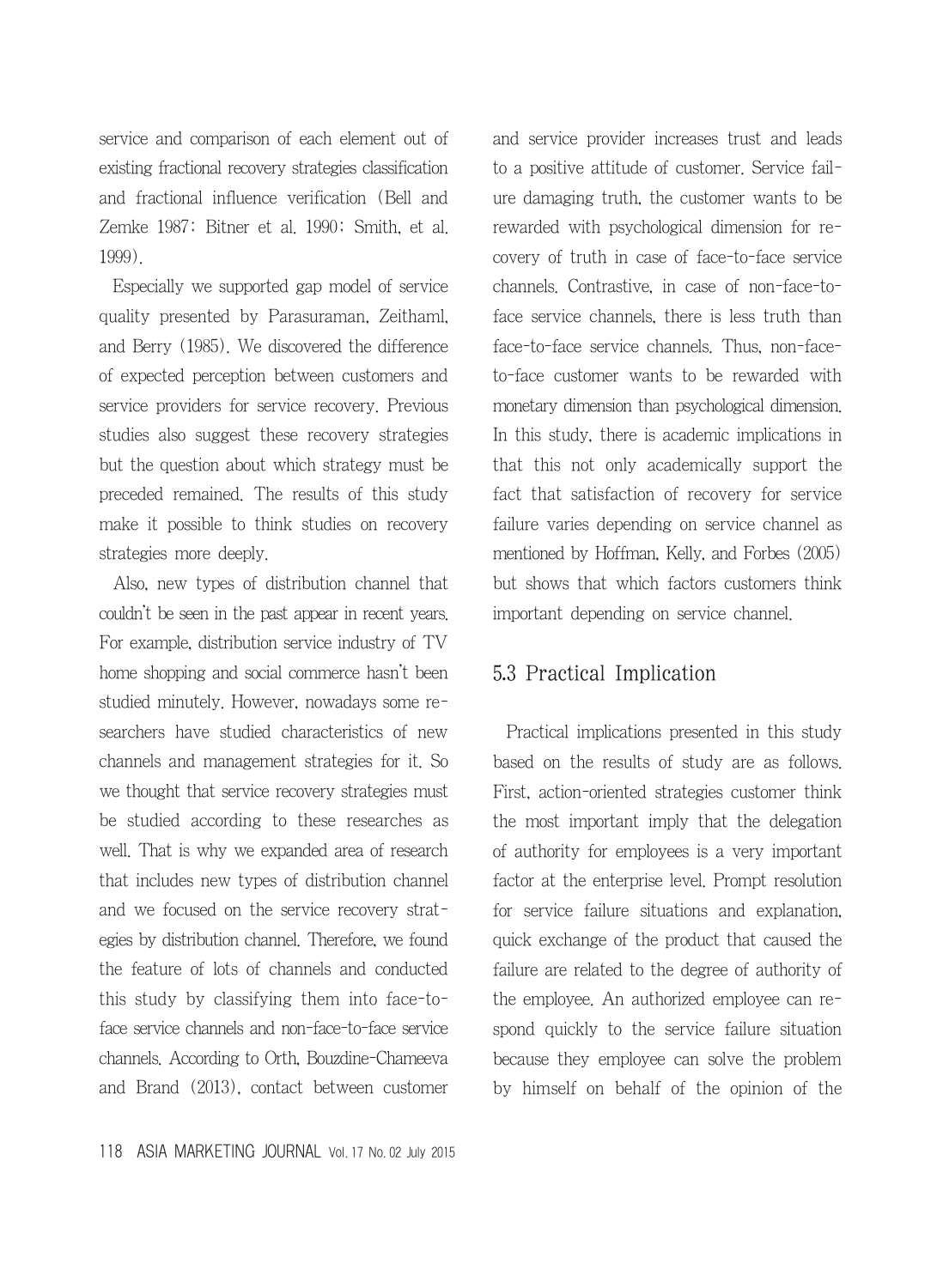service and comparison of each element out of existing fractional recovery strategies classification and fractional influence verification (Bell and Zemke 1987; Bitner et al. 1990; Smith, et al. 1999).

Especially we supported gap model of service quality presented by Parasuraman, Zeithaml, and Berry (1985). We discovered the difference of expected perception between customers and service providers for service recovery. Previous studies also suggest these recovery strategies but the question about which strategy must be preceded remained. The results of this study make it possible to think studies on recovery strategies more deeply.

Also, new types of distribution channel that couldn't be seen in the past appear in recent years. For example, distribution service industry of TV home shopping and social commerce hasn't been studied minutely. However, nowadays some researchers have studied characteristics of new channels and management strategies for it. So we thought that service recovery strategies must be studied according to these researches as well. That is why we expanded area of research that includes new types of distribution channel and we focused on the service recovery strategies by distribution channel. Therefore, we found the feature of lots of channels and conducted this study by classifying them into face-to-face service channels and non-face-to-face service channels. According to Orth, Bouzdine-Chameeva and Brand (2013), contact between customer and service provider increases trust and leads to a positive attitude of customer. Service failure damaging truth, the customer wants to be rewarded with psychological dimension for recovery of truth in case of face-to-face service channels. Contrastive, in case of non-face-to-face service channels, there is less truth than face-to-face service channels. Thus, non-face-to-face customer wants to be rewarded with monetary dimension than psychological dimension. In this study, there is academic implications in that this not only academically support the fact that satisfaction of recovery for service failure varies depending on service channel as mentioned by Hoffman, Kelly, and Forbes (2005) but shows that which factors customers think important depending on service channel.

## 5.3 Practical Implication

Practical implications presented in this study based on the results of study are as follows. First, action-oriented strategies customer think the most important imply that the delegation of authority for employees is a very important factor at the enterprise level. Prompt resolution for service failure situations and explanation, quick exchange of the product that caused the failure are related to the degree of authority of the employee. An authorized employee can respond quickly to the service failure situation because they employee can solve the problem by himself on behalf of the opinion of the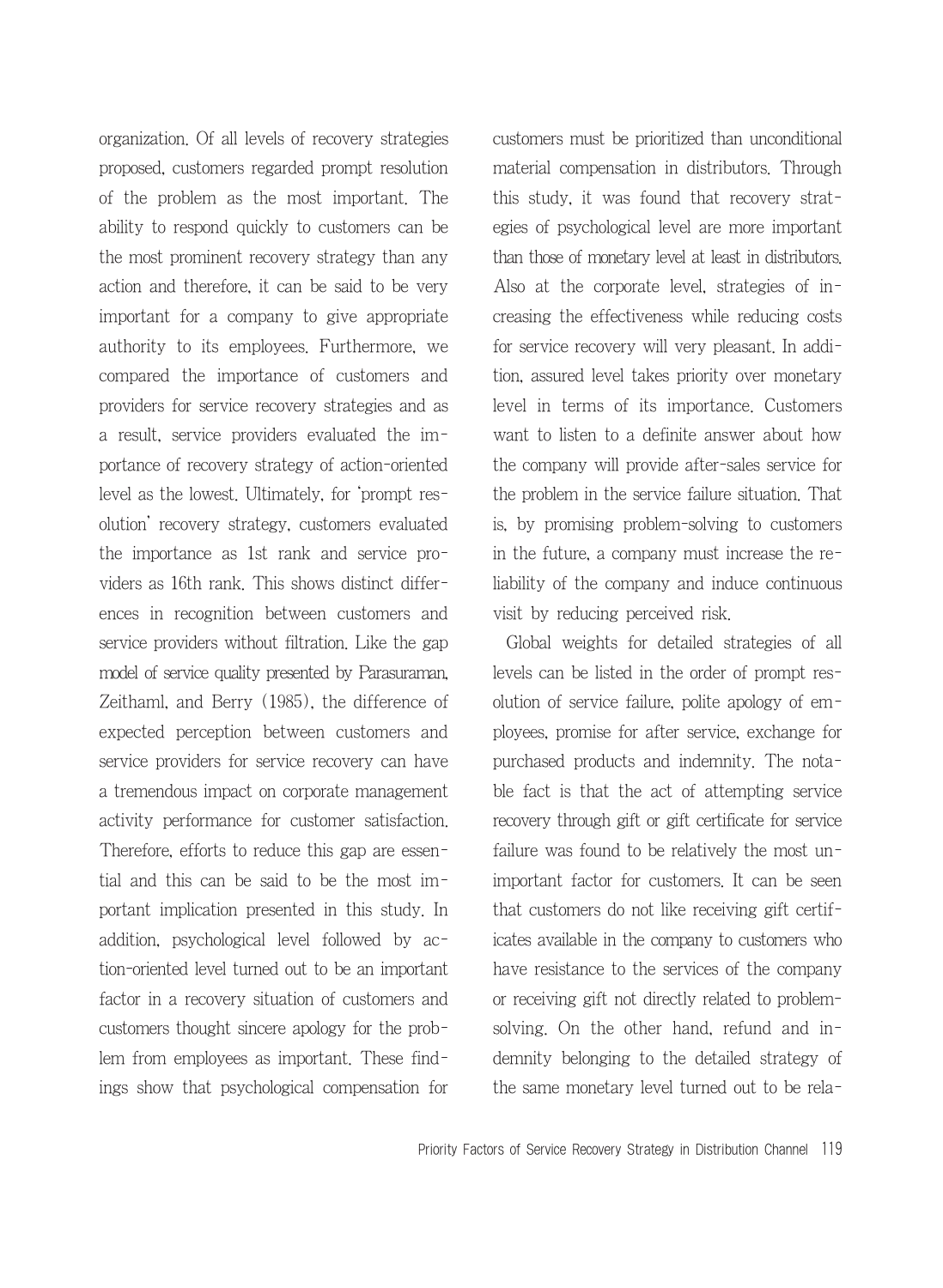organization. Of all levels of recovery strategies proposed, customers regarded prompt resolution of the problem as the most important. The ability to respond quickly to customers can be the most prominent recovery strategy than any action and therefore, it can be said to be very important for a company to give appropriate authority to its employees. Furthermore, we compared the importance of customers and providers for service recovery strategies and as a result, service providers evaluated the importance of recovery strategy of action-oriented level as the lowest. Ultimately, for 'prompt resolution' recovery strategy, customers evaluated the importance as 1st rank and service providers as 16th rank. This shows distinct differences in recognition between customers and service providers without filtration. Like the gap model of service quality presented by Parasuraman, Zeithaml, and Berry (1985), the difference of expected perception between customers and service providers for service recovery can have a tremendous impact on corporate management activity performance for customer satisfaction. Therefore, efforts to reduce this gap are essential and this can be said to be the most important implication presented in this study. In addition, psychological level followed by action-oriented level turned out to be an important factor in a recovery situation of customers and customers thought sincere apology for the problem from employees as important. These findings show that psychological compensation for customers must be prioritized than unconditional material compensation in distributors. Through this study, it was found that recovery strategies of psychological level are more important than those of monetary level at least in distributors. Also at the corporate level, strategies of increasing the effectiveness while reducing costs for service recovery will very pleasant. In addition, assured level takes priority over monetary level in terms of its importance. Customers want to listen to a definite answer about how the company will provide after-sales service for the problem in the service failure situation. That is, by promising problem-solving to customers in the future, a company must increase the reliability of the company and induce continuous visit by reducing perceived risk.

Global weights for detailed strategies of all levels can be listed in the order of prompt resolution of service failure, polite apology of employees, promise for after service, exchange for purchased products and indemnity. The notable fact is that the act of attempting service recovery through gift or gift certificate for service failure was found to be relatively the most unimportant factor for customers. It can be seen that customers do not like receiving gift certificates available in the company to customers who have resistance to the services of the company or receiving gift not directly related to problem-solving. On the other hand, refund and indemnity belonging to the detailed strategy of the same monetary level turned out to be rela-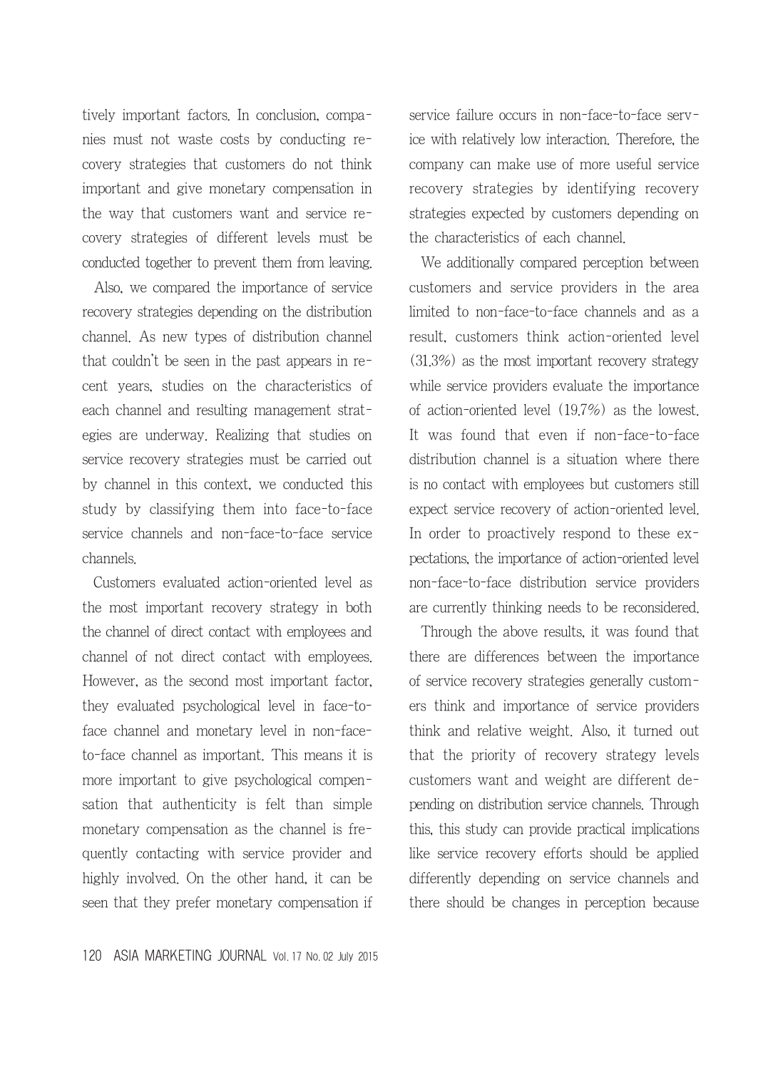tively important factors. In conclusion, companies must not waste costs by conducting recovery strategies that customers do not think important and give monetary compensation in the way that customers want and service recovery strategies of different levels must be conducted together to prevent them from leaving.

Also, we compared the importance of service recovery strategies depending on the distribution channel. As new types of distribution channel that couldn't be seen in the past appears in recent years, studies on the characteristics of each channel and resulting management strategies are underway. Realizing that studies on service recovery strategies must be carried out by channel in this context, we conducted this study by classifying them into face-to-face service channels and non-face-to-face service channels.

Customers evaluated action-oriented level as the most important recovery strategy in both the channel of direct contact with employees and channel of not direct contact with employees. However, as the second most important factor, they evaluated psychological level in face-to-face channel and monetary level in non-face-to-face channel as important. This means it is more important to give psychological compensation that authenticity is felt than simple monetary compensation as the channel is frequently contacting with service provider and highly involved. On the other hand, it can be seen that they prefer monetary compensation if service failure occurs in non-face-to-face service with relatively low interaction. Therefore, the company can make use of more useful service recovery strategies by identifying recovery strategies expected by customers depending on the characteristics of each channel.

We additionally compared perception between customers and service providers in the area limited to non-face-to-face channels and as a result, customers think action-oriented level (31.3%) as the most important recovery strategy while service providers evaluate the importance of action-oriented level (19.7%) as the lowest. It was found that even if non-face-to-face distribution channel is a situation where there is no contact with employees but customers still expect service recovery of action-oriented level. In order to proactively respond to these expectations, the importance of action-oriented level non-face-to-face distribution service providers are currently thinking needs to be reconsidered.

Through the above results, it was found that there are differences between the importance of service recovery strategies generally customers think and importance of service providers think and relative weight. Also, it turned out that the priority of recovery strategy levels customers want and weight are different depending on distribution service channels. Through this, this study can provide practical implications like service recovery efforts should be applied differently depending on service channels and there should be changes in perception because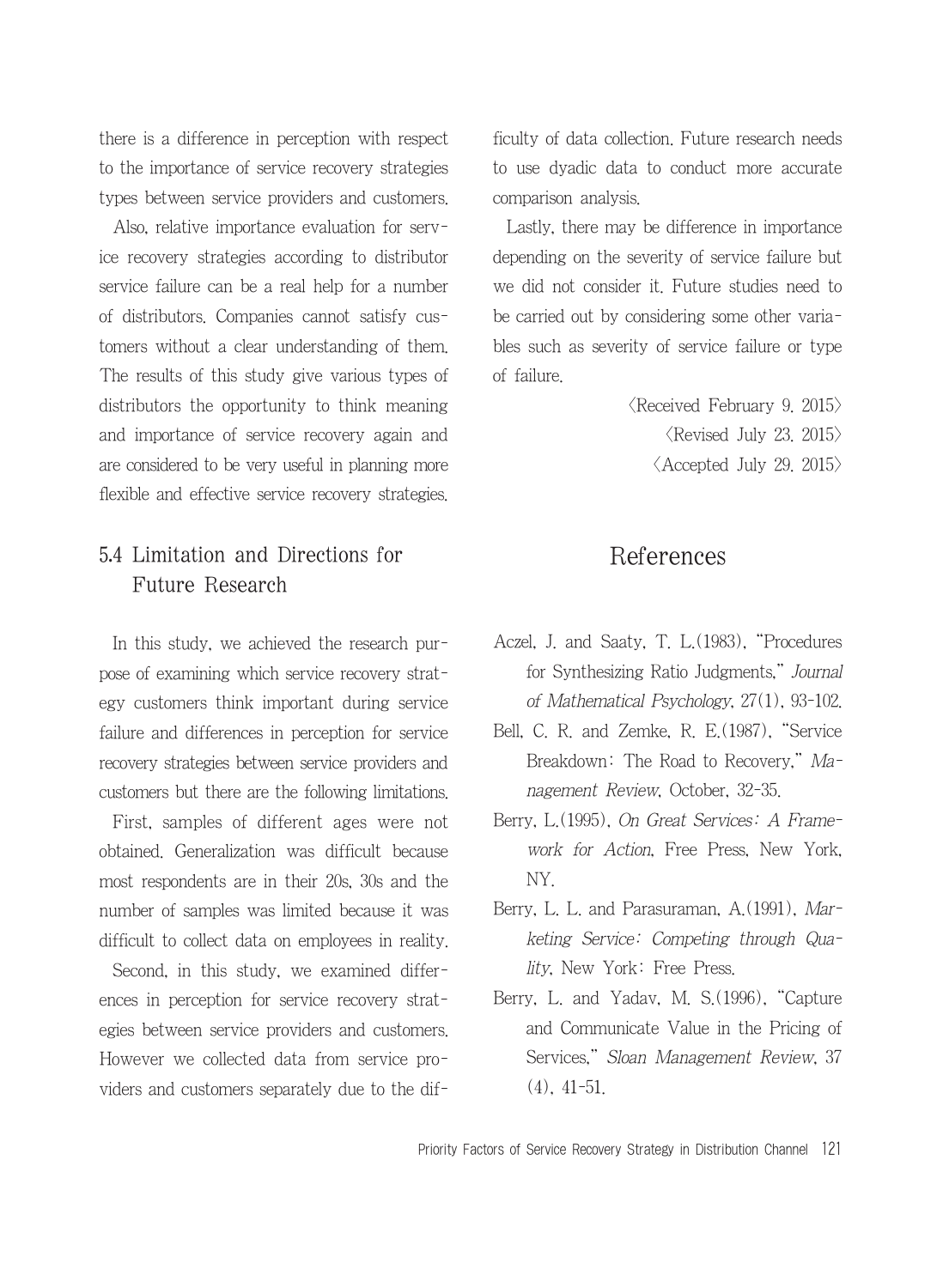there is a difference in perception with respect to the importance of service recovery strategies types between service providers and customers.

Also, relative importance evaluation for service recovery strategies according to distributor service failure can be a real help for a number of distributors. Companies cannot satisfy customers without a clear understanding of them. The results of this study give various types of distributors the opportunity to think meaning and importance of service recovery again and are considered to be very useful in planning more flexible and effective service recovery strategies.

### 5.4 Limitation and Directions for Future Research

In this study, we achieved the research purpose of examining which service recovery strategy customers think important during service failure and differences in perception for service recovery strategies between service providers and customers but there are the following limitations.

First, samples of different ages were not obtained. Generalization was difficult because most respondents are in their 20s, 30s and the number of samples was limited because it was difficult to collect data on employees in reality.

Second, in this study, we examined differences in perception for service recovery strategies between service providers and customers. However we collected data from service providers and customers separately due to the difficulty of data collection. Future research needs to use dyadic data to conduct more accurate comparison analysis.

Lastly, there may be difference in importance depending on the severity of service failure but we did not consider it. Future studies need to be carried out by considering some other variables such as severity of service failure or type of failure.

〈Received February 9. 2015〉
〈Revised July 23. 2015〉
〈Accepted July 29. 2015〉

## References

Aczel, J. and Saaty, T. L.(1983), "Procedures for Synthesizing Ratio Judgments," *Journal of Mathematical Psychology*, 27(1), 93-102.

Bell, C. R. and Zemke, R. E.(1987), "Service Breakdown: The Road to Recovery," *Management Review*, October, 32-35.

Berry, L.(1995), *On Great Services: A Framework for Action*, Free Press, New York, NY.

Berry, L. L. and Parasuraman, A.(1991), *Marketing Service: Competing through Quality*, New York: Free Press.

Berry, L. and Yadav, M. S.(1996), "Capture and Communicate Value in the Pricing of Services," *Sloan Management Review*, 37(4), 41-51.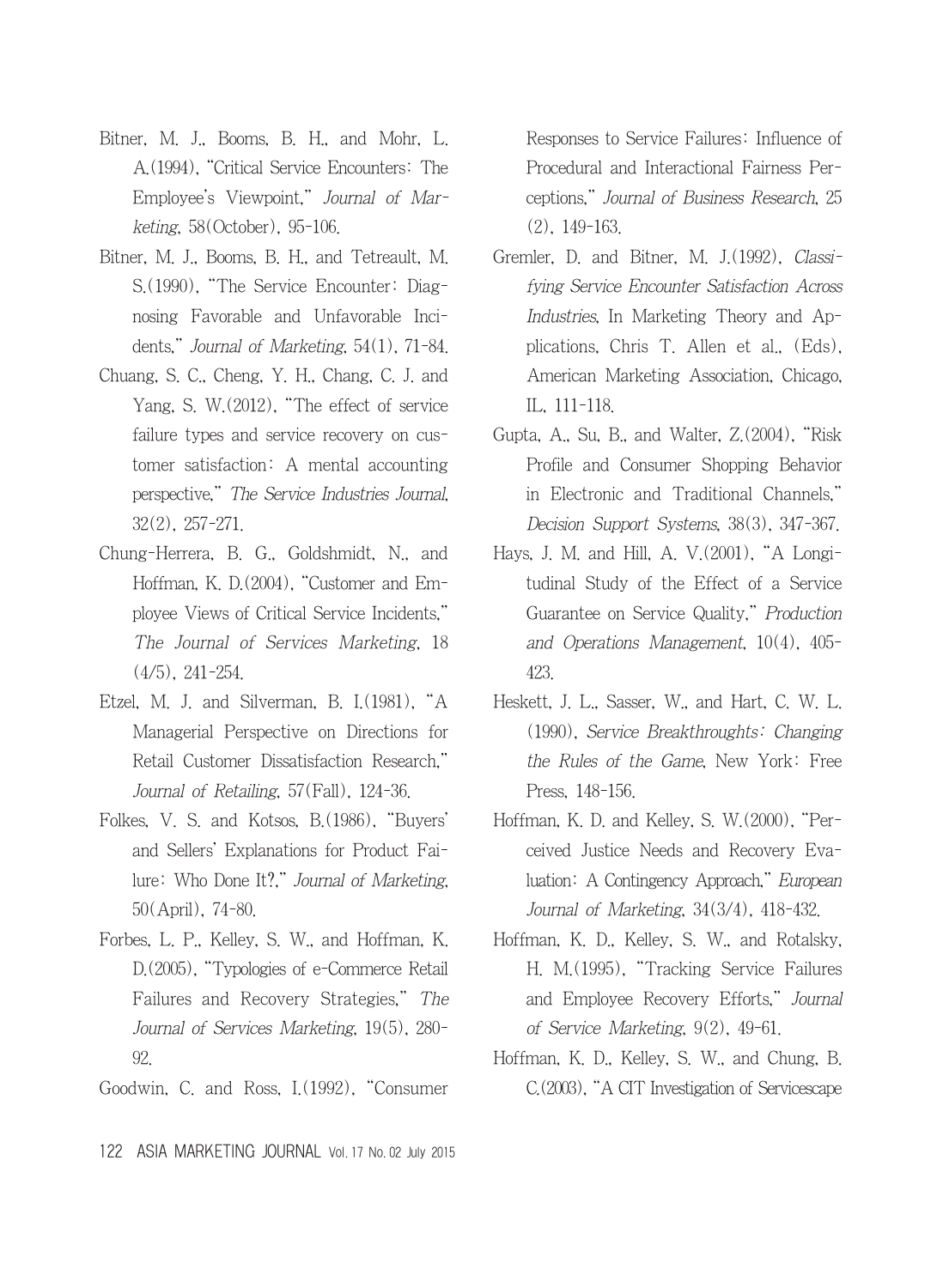Bitner, M. J., Booms, B. H., and Mohr, L. A.(1994), "Critical Service Encounters: The Employee's Viewpoint," *Journal of Marketing*, 58(October), 95-106.

Bitner, M. J., Booms, B. H., and Tetreault, M. S.(1990), "The Service Encounter: Diagnosing Favorable and Unfavorable Incidents," *Journal of Marketing*, 54(1), 71-84.

Chuang, S. C., Cheng, Y. H., Chang, C. J. and Yang, S. W.(2012), "The effect of service failure types and service recovery on customer satisfaction: A mental accounting perspective," *The Service Industries Journal*, 32(2), 257-271.

Chung-Herrera, B. G., Goldshmidt, N., and Hoffman, K. D.(2004), "Customer and Employee Views of Critical Service Incidents," *The Journal of Services Marketing*, 18 (4/5), 241-254.

Etzel, M. J. and Silverman, B. I.(1981), "A Managerial Perspective on Directions for Retail Customer Dissatisfaction Research," *Journal of Retailing*, 57(Fall), 124-36.

Folkes, V. S. and Kotsos, B.(1986), "Buyers' and Sellers' Explanations for Product Failure: Who Done It?," *Journal of Marketing*, 50(April), 74-80.

Forbes, L. P., Kelley, S. W., and Hoffman, K. D.(2005), "Typologies of e-Commerce Retail Failures and Recovery Strategies," *The Journal of Services Marketing*, 19(5), 280-92.

Goodwin, C. and Ross, I.(1992), "Consumer Responses to Service Failures: Influence of Procedural and Interactional Fairness Perceptions," *Journal of Business Research*, 25 (2), 149-163.

Gremler, D. and Bitner, M. J.(1992), *Classifying Service Encounter Satisfaction Across Industries*, In Marketing Theory and Applications, Chris T. Allen et al., (Eds), American Marketing Association, Chicago, IL, 111-118.

Gupta, A., Su, B., and Walter, Z.(2004), "Risk Profile and Consumer Shopping Behavior in Electronic and Traditional Channels," *Decision Support Systems*, 38(3), 347-367.

Hays, J. M. and Hill, A. V.(2001), "A Longitudinal Study of the Effect of a Service Guarantee on Service Quality," *Production and Operations Management*, 10(4), 405-423.

Heskett, J. L., Sasser, W., and Hart, C. W. L. (1990), *Service Breakthroughts: Changing the Rules of the Game*, New York: Free Press, 148-156.

Hoffman, K. D. and Kelley, S. W.(2000), "Perceived Justice Needs and Recovery Evaluation: A Contingency Approach," *European Journal of Marketing*, 34(3/4), 418-432.

Hoffman, K. D., Kelley, S. W., and Rotalsky, H. M.(1995), "Tracking Service Failures and Employee Recovery Efforts," *Journal of Service Marketing*, 9(2), 49-61.

Hoffman, K. D., Kelley, S. W., and Chung, B. C.(2003), "A CIT Investigation of Servicescape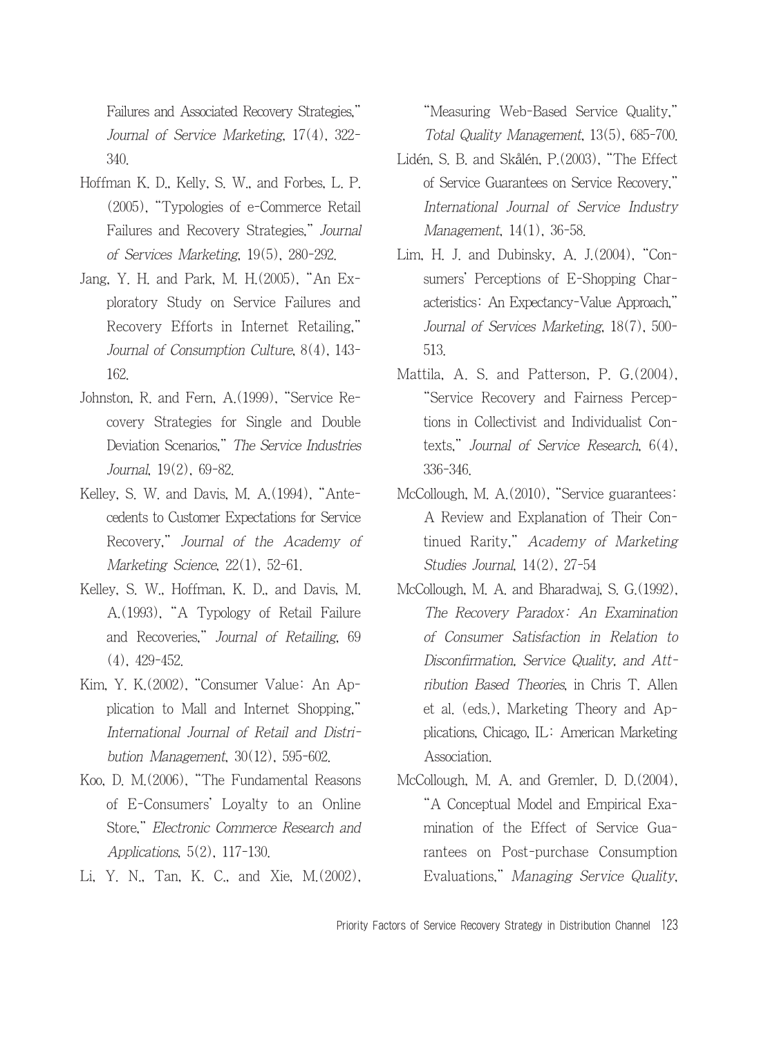Failures and Associated Recovery Strategies," *Journal of Service Marketing*, 17(4), 322-340.

Hoffman K. D., Kelly, S. W., and Forbes, L. P. (2005), "Typologies of e-Commerce Retail Failures and Recovery Strategies," *Journal of Services Marketing*, 19(5), 280-292.

Jang, Y. H. and Park, M. H.(2005), "An Exploratory Study on Service Failures and Recovery Efforts in Internet Retailing," *Journal of Consumption Culture*, 8(4), 143-162.

Johnston, R. and Fern, A.(1999), "Service Recovery Strategies for Single and Double Deviation Scenarios," *The Service Industries Journal*, 19(2), 69-82.

Kelley, S. W. and Davis, M. A.(1994), "Antecedents to Customer Expectations for Service Recovery," *Journal of the Academy of Marketing Science*, 22(1), 52-61.

Kelley, S. W., Hoffman, K. D., and Davis, M. A.(1993), "A Typology of Retail Failure and Recoveries," *Journal of Retailing*, 69 (4), 429-452.

Kim, Y. K.(2002), "Consumer Value: An Application to Mall and Internet Shopping," *International Journal of Retail and Distribution Management*, 30(12), 595-602.

Koo, D. M.(2006), "The Fundamental Reasons of E-Consumers' Loyalty to an Online Store," *Electronic Commerce Research and Applications*, 5(2), 117-130.

Li, Y. N., Tan, K. C., and Xie, M.(2002), "Measuring Web-Based Service Quality," *Total Quality Management*, 13(5), 685-700.

Lidén, S. B. and Skålén, P.(2003), "The Effect of Service Guarantees on Service Recovery," *International Journal of Service Industry Management*, 14(1), 36-58.

Lim, H. J. and Dubinsky, A. J.(2004), "Consumers' Perceptions of E-Shopping Characteristics: An Expectancy-Value Approach," *Journal of Services Marketing*, 18(7), 500-513.

Mattila, A. S. and Patterson, P. G.(2004), "Service Recovery and Fairness Perceptions in Collectivist and Individualist Contexts," *Journal of Service Research*, 6(4), 336-346.

McCollough, M. A.(2010), "Service guarantees: A Review and Explanation of Their Continued Rarity," *Academy of Marketing Studies Journal*, 14(2), 27-54

McCollough, M. A. and Bharadwaj, S. G.(1992), *The Recovery Paradox: An Examination of Consumer Satisfaction in Relation to Disconfirmation, Service Quality, and Attribution Based Theories*, in Chris T. Allen et al. (eds.), Marketing Theory and Applications, Chicago, IL: American Marketing Association.

McCollough, M. A. and Gremler, D. D.(2004), "A Conceptual Model and Empirical Examination of the Effect of Service Guarantees on Post-purchase Consumption Evaluations," *Managing Service Quality*,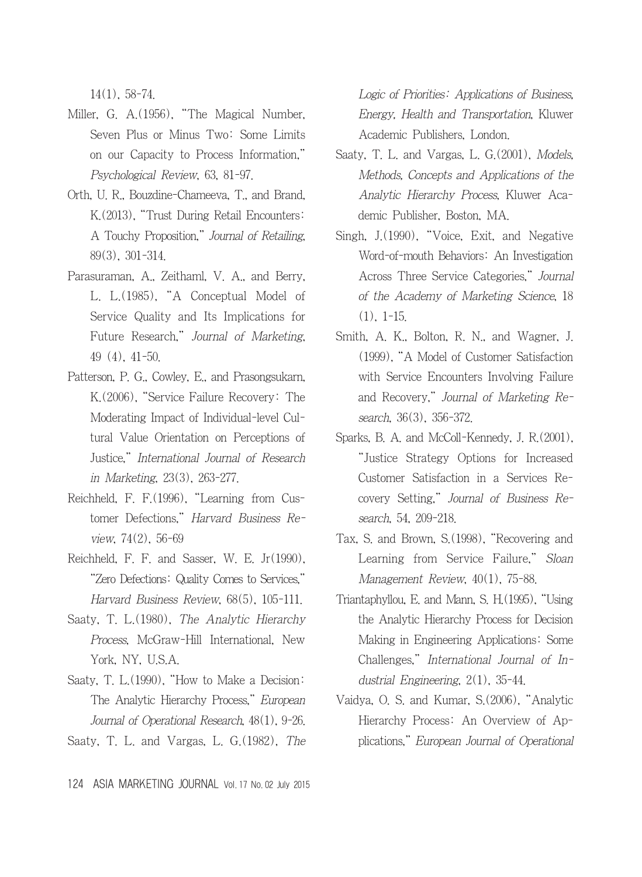14(1), 58-74.

Miller, G. A.(1956), "The Magical Number, Seven Plus or Minus Two: Some Limits on our Capacity to Process Information," *Psychological Review*, 63, 81-97.

Orth, U. R., Bouzdine-Chameeva, T., and Brand, K.(2013), "Trust During Retail Encounters: A Touchy Proposition," *Journal of Retailing*, 89(3), 301-314.

Parasuraman, A., Zeithaml, V. A., and Berry, L. L.(1985), "A Conceptual Model of Service Quality and Its Implications for Future Research," *Journal of Marketing*, 49 (4), 41-50.

Patterson, P. G., Cowley, E., and Prasongsukarn, K.(2006), "Service Failure Recovery: The Moderating Impact of Individual-level Cultural Value Orientation on Perceptions of Justice," *International Journal of Research in Marketing*, 23(3), 263-277.

Reichheld, F. F.(1996), "Learning from Customer Defections," *Harvard Business Review*, 74(2), 56-69

Reichheld, F. F. and Sasser, W. E. Jr(1990), "Zero Defections: Quality Comes to Services," *Harvard Business Review*, 68(5), 105-111.

Saaty, T. L.(1980), *The Analytic Hierarchy Process*, McGraw-Hill International, New York, NY, U.S.A.

Saaty, T. L.(1990), "How to Make a Decision: The Analytic Hierarchy Process," *European Journal of Operational Research*, 48(1), 9-26.

Saaty, T. L. and Vargas, L. G.(1982), *The Logic of Priorities: Applications of Business, Energy, Health and Transportation*, Kluwer Academic Publishers, London.

Saaty, T. L. and Vargas, L. G.(2001), *Models, Methods, Concepts and Applications of the Analytic Hierarchy Process*, Kluwer Academic Publisher, Boston, MA.

Singh, J.(1990), "Voice, Exit, and Negative Word-of-mouth Behaviors: An Investigation Across Three Service Categories," *Journal of the Academy of Marketing Science*, 18 (1), 1-15.

Smith, A. K., Bolton, R. N., and Wagner, J. (1999), "A Model of Customer Satisfaction with Service Encounters Involving Failure and Recovery," *Journal of Marketing Research*, 36(3), 356-372.

Sparks, B. A. and McColl-Kennedy, J. R.(2001), "Justice Strategy Options for Increased Customer Satisfaction in a Services Recovery Setting," *Journal of Business Research*, 54, 209-218.

Tax, S. and Brown, S.(1998), "Recovering and Learning from Service Failure," *Sloan Management Review*, 40(1), 75-88.

Triantaphyllou, E. and Mann, S. H.(1995), "Using the Analytic Hierarchy Process for Decision Making in Engineering Applications: Some Challenges," *International Journal of Industrial Engineering*, 2(1), 35-44.

Vaidya, O. S. and Kumar, S.(2006), "Analytic Hierarchy Process: An Overview of Applications," *European Journal of Operational*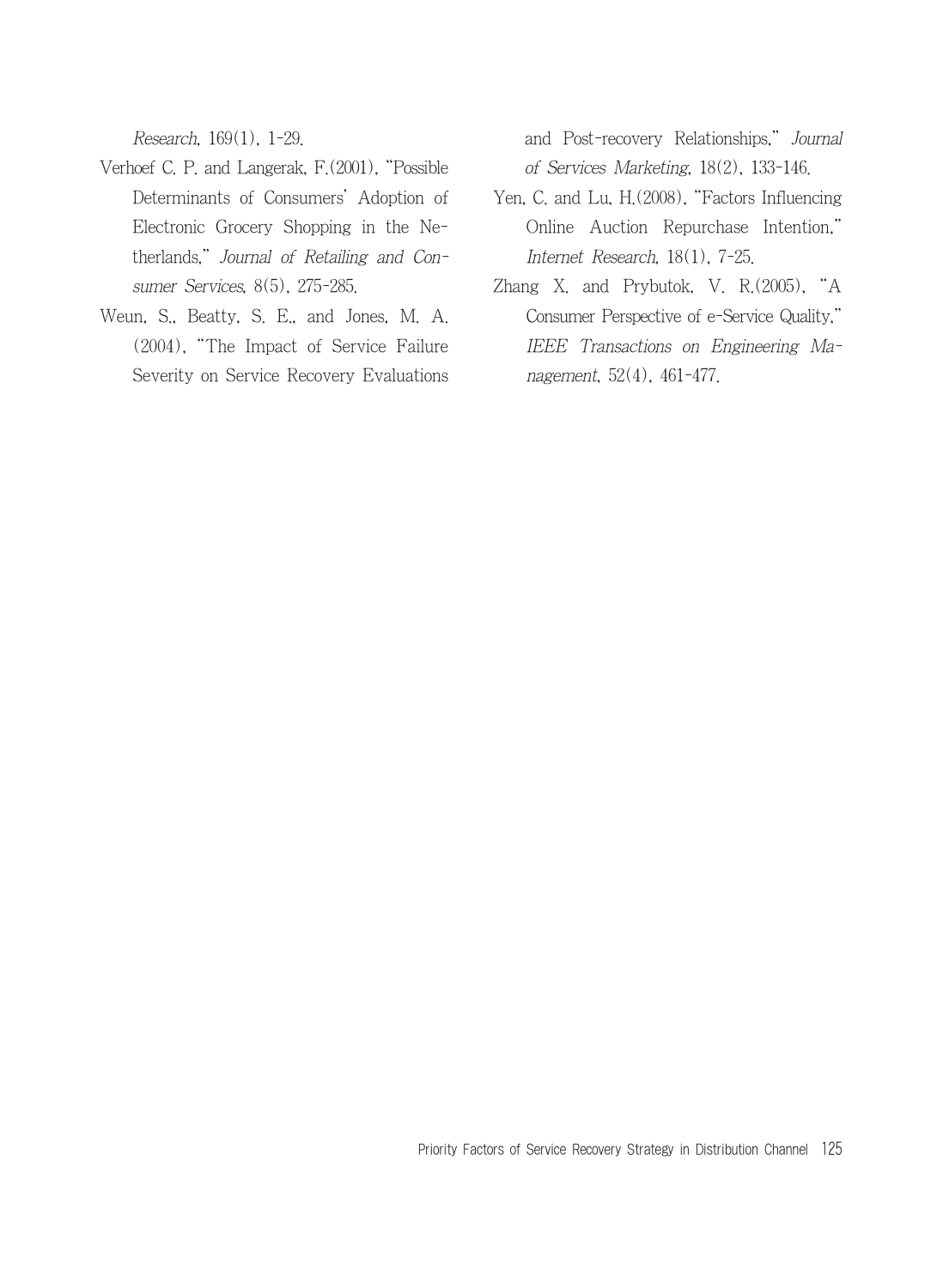*Research*, 169(1), 1-29.

Verhoef C. P. and Langerak, F.(2001), "Possible Determinants of Consumers' Adoption of Electronic Grocery Shopping in the Netherlands," *Journal of Retailing and Consumer Services*, 8(5), 275-285.

Weun, S., Beatty, S. E., and Jones, M. A. (2004), "The Impact of Service Failure Severity on Service Recovery Evaluations and Post-recovery Relationships," *Journal of Services Marketing*, 18(2), 133-146.

Yen, C. and Lu, H.(2008), "Factors Influencing Online Auction Repurchase Intention," *Internet Research*, 18(1), 7-25.

Zhang X. and Prybutok, V. R.(2005), "A Consumer Perspective of e-Service Quality," *IEEE Transactions on Engineering Management*, 52(4), 461-477.